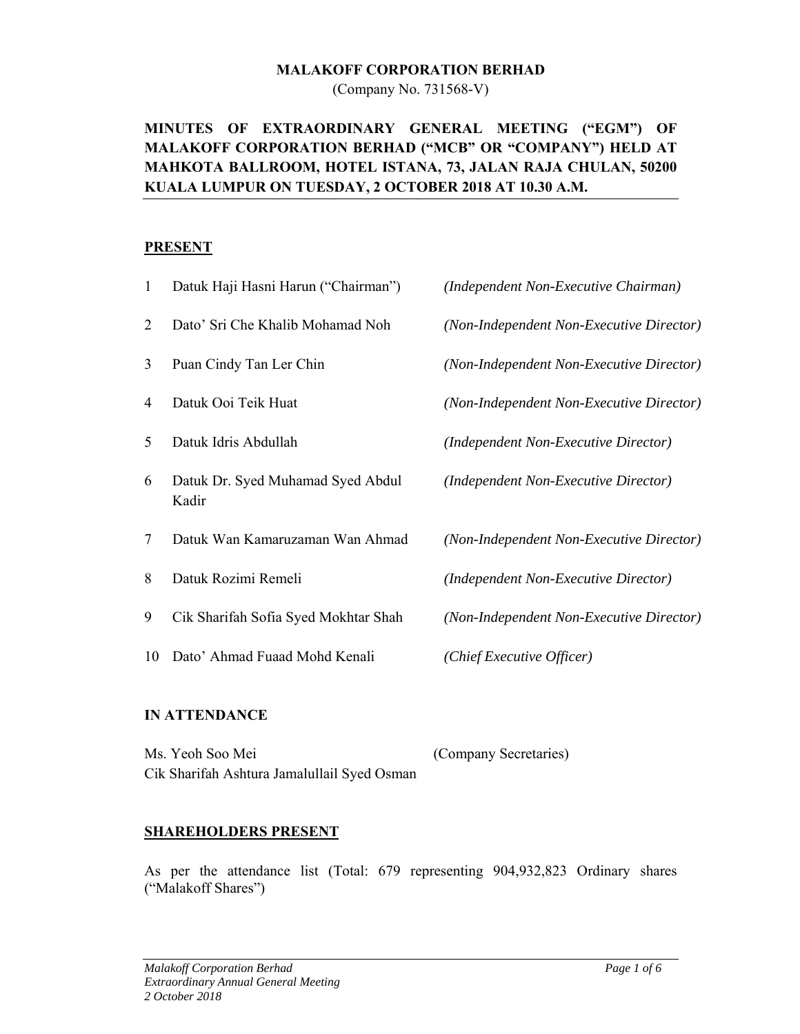**MALAKOFF CORPORATION BERHAD**
(Company No. 731568-V)

**MINUTES OF EXTRAORDINARY GENERAL MEETING ("EGM") OF MALAKOFF CORPORATION BERHAD ("MCB" OR "COMPANY") HELD AT MAHKOTA BALLROOM, HOTEL ISTANA, 73, JALAN RAJA CHULAN, 50200 KUALA LUMPUR ON TUESDAY, 2 OCTOBER 2018 AT 10.30 A.M.**

## PRESENT

| | | |
|---|---|---|
| 1 | Datuk Haji Hasni Harun ("Chairman") | *(Independent Non-Executive Chairman)* |
| 2 | Dato' Sri Che Khalib Mohamad Noh | *(Non-Independent Non-Executive Director)* |
| 3 | Puan Cindy Tan Ler Chin | *(Non-Independent Non-Executive Director)* |
| 4 | Datuk Ooi Teik Huat | *(Non-Independent Non-Executive Director)* |
| 5 | Datuk Idris Abdullah | *(Independent Non-Executive Director)* |
| 6 | Datuk Dr. Syed Muhamad Syed Abdul Kadir | *(Independent Non-Executive Director)* |
| 7 | Datuk Wan Kamaruzaman Wan Ahmad | *(Non-Independent Non-Executive Director)* |
| 8 | Datuk Rozimi Remeli | *(Independent Non-Executive Director)* |
| 9 | Cik Sharifah Sofia Syed Mokhtar Shah | *(Non-Independent Non-Executive Director)* |
| 10 | Dato' Ahmad Fuaad Mohd Kenali | *(Chief Executive Officer)* |

## IN ATTENDANCE

Ms. Yeoh Soo Mei (Company Secretaries)
Cik Sharifah Ashtura Jamalullail Syed Osman

## SHAREHOLDERS PRESENT

As per the attendance list (Total: 679 representing 904,932,823 Ordinary shares ("Malakoff Shares")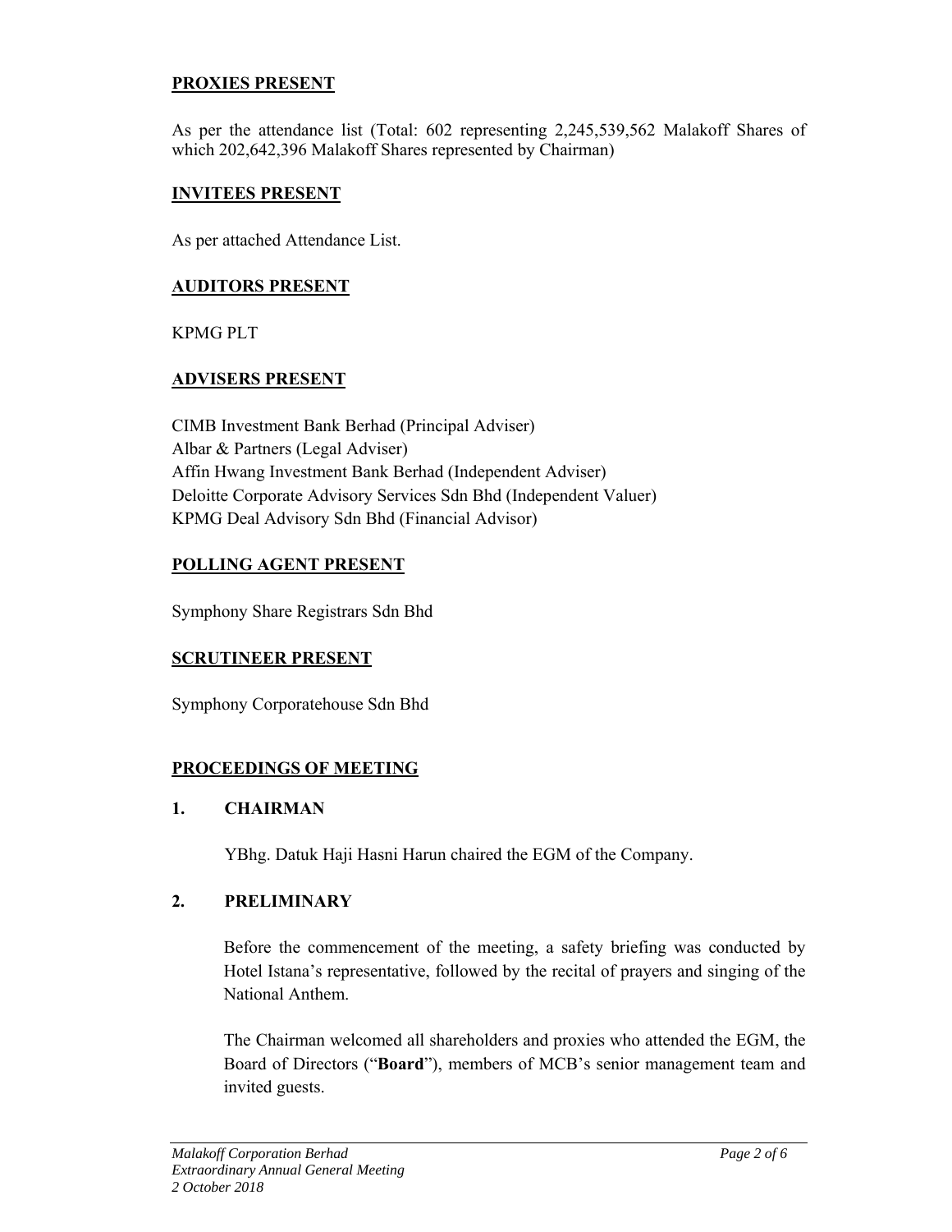**PROXIES PRESENT**

As per the attendance list (Total: 602 representing 2,245,539,562 Malakoff Shares of which 202,642,396 Malakoff Shares represented by Chairman)

**INVITEES PRESENT**

As per attached Attendance List.

**AUDITORS PRESENT**

KPMG PLT

**ADVISERS PRESENT**

CIMB Investment Bank Berhad (Principal Adviser)
Albar & Partners (Legal Adviser)
Affin Hwang Investment Bank Berhad (Independent Adviser)
Deloitte Corporate Advisory Services Sdn Bhd (Independent Valuer)
KPMG Deal Advisory Sdn Bhd (Financial Advisor)

**POLLING AGENT PRESENT**

Symphony Share Registrars Sdn Bhd

**SCRUTINEER PRESENT**

Symphony Corporatehouse Sdn Bhd

**PROCEEDINGS OF MEETING**

**1. CHAIRMAN**

YBhg. Datuk Haji Hasni Harun chaired the EGM of the Company.

**2. PRELIMINARY**

Before the commencement of the meeting, a safety briefing was conducted by Hotel Istana's representative, followed by the recital of prayers and singing of the National Anthem.

The Chairman welcomed all shareholders and proxies who attended the EGM, the Board of Directors ("**Board**"), members of MCB's senior management team and invited guests.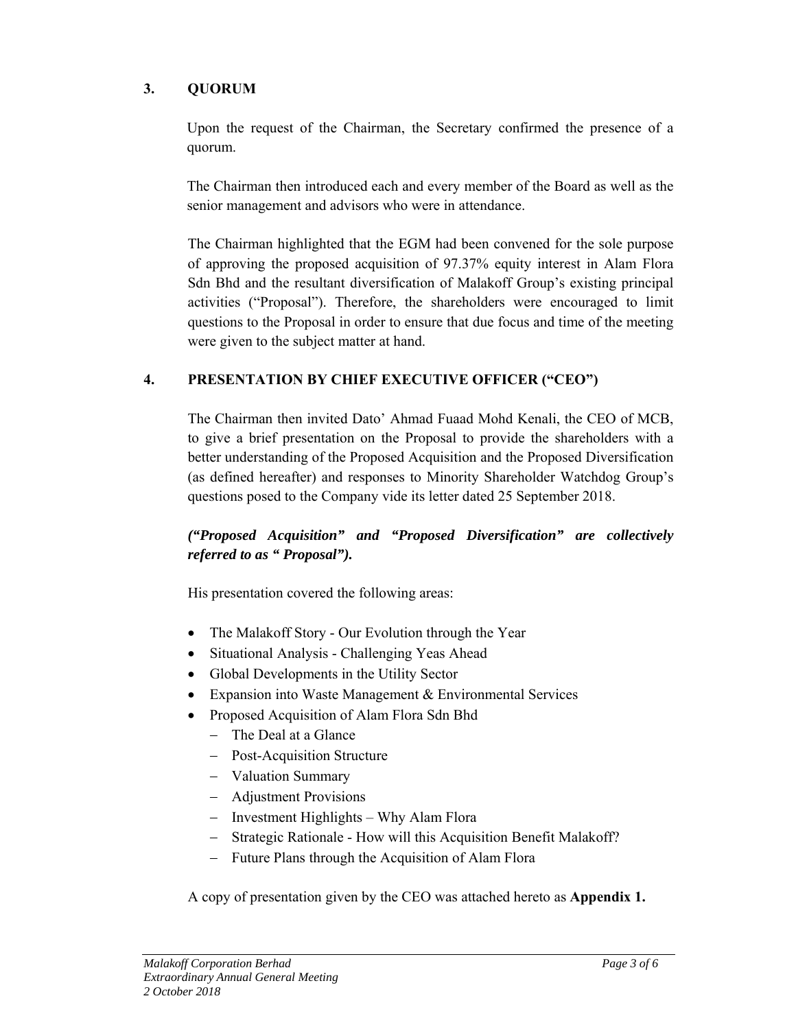## 3. QUORUM

Upon the request of the Chairman, the Secretary confirmed the presence of a quorum.

The Chairman then introduced each and every member of the Board as well as the senior management and advisors who were in attendance.

The Chairman highlighted that the EGM had been convened for the sole purpose of approving the proposed acquisition of 97.37% equity interest in Alam Flora Sdn Bhd and the resultant diversification of Malakoff Group's existing principal activities ("Proposal"). Therefore, the shareholders were encouraged to limit questions to the Proposal in order to ensure that due focus and time of the meeting were given to the subject matter at hand.

## 4. PRESENTATION BY CHIEF EXECUTIVE OFFICER ("CEO")

The Chairman then invited Dato' Ahmad Fuaad Mohd Kenali, the CEO of MCB, to give a brief presentation on the Proposal to provide the shareholders with a better understanding of the Proposed Acquisition and the Proposed Diversification (as defined hereafter) and responses to Minority Shareholder Watchdog Group's questions posed to the Company vide its letter dated 25 September 2018.

***("Proposed Acquisition" and "Proposed Diversification" are collectively referred to as " Proposal").***

His presentation covered the following areas:

- The Malakoff Story - Our Evolution through the Year
- Situational Analysis - Challenging Yeas Ahead
- Global Developments in the Utility Sector
- Expansion into Waste Management & Environmental Services
- Proposed Acquisition of Alam Flora Sdn Bhd
  - The Deal at a Glance
  - Post-Acquisition Structure
  - Valuation Summary
  - Adjustment Provisions
  - Investment Highlights – Why Alam Flora
  - Strategic Rationale - How will this Acquisition Benefit Malakoff?
  - Future Plans through the Acquisition of Alam Flora

A copy of presentation given by the CEO was attached hereto as **Appendix 1.**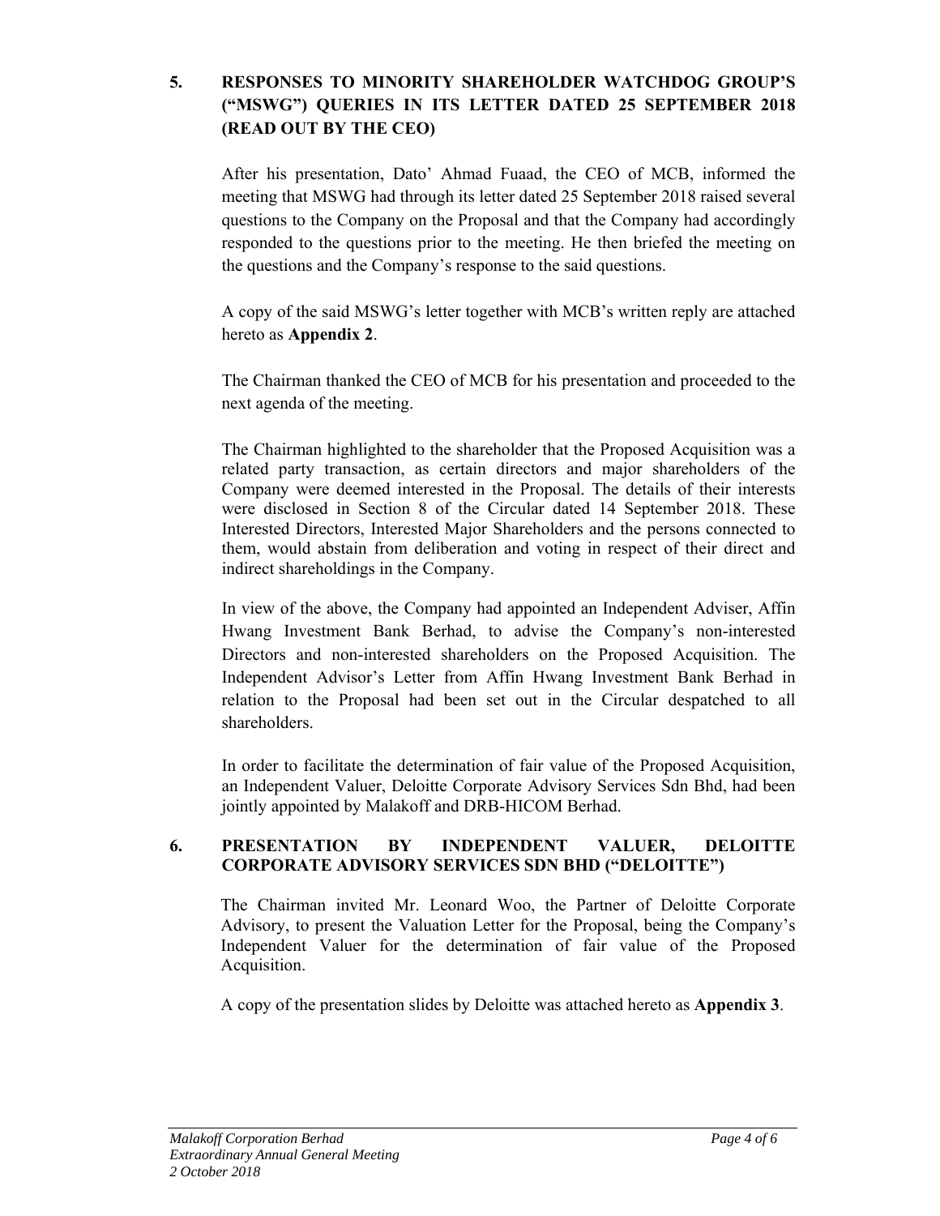## 5. RESPONSES TO MINORITY SHAREHOLDER WATCHDOG GROUP'S ("MSWG") QUERIES IN ITS LETTER DATED 25 SEPTEMBER 2018 (READ OUT BY THE CEO)

After his presentation, Dato' Ahmad Fuaad, the CEO of MCB, informed the meeting that MSWG had through its letter dated 25 September 2018 raised several questions to the Company on the Proposal and that the Company had accordingly responded to the questions prior to the meeting. He then briefed the meeting on the questions and the Company's response to the said questions.

A copy of the said MSWG's letter together with MCB's written reply are attached hereto as **Appendix 2**.

The Chairman thanked the CEO of MCB for his presentation and proceeded to the next agenda of the meeting.

The Chairman highlighted to the shareholder that the Proposed Acquisition was a related party transaction, as certain directors and major shareholders of the Company were deemed interested in the Proposal. The details of their interests were disclosed in Section 8 of the Circular dated 14 September 2018. These Interested Directors, Interested Major Shareholders and the persons connected to them, would abstain from deliberation and voting in respect of their direct and indirect shareholdings in the Company.

In view of the above, the Company had appointed an Independent Adviser, Affin Hwang Investment Bank Berhad, to advise the Company's non-interested Directors and non-interested shareholders on the Proposed Acquisition. The Independent Advisor's Letter from Affin Hwang Investment Bank Berhad in relation to the Proposal had been set out in the Circular despatched to all shareholders.

In order to facilitate the determination of fair value of the Proposed Acquisition, an Independent Valuer, Deloitte Corporate Advisory Services Sdn Bhd, had been jointly appointed by Malakoff and DRB-HICOM Berhad.

## 6. PRESENTATION BY INDEPENDENT VALUER, DELOITTE CORPORATE ADVISORY SERVICES SDN BHD ("DELOITTE")

The Chairman invited Mr. Leonard Woo, the Partner of Deloitte Corporate Advisory, to present the Valuation Letter for the Proposal, being the Company's Independent Valuer for the determination of fair value of the Proposed Acquisition.

A copy of the presentation slides by Deloitte was attached hereto as **Appendix 3**.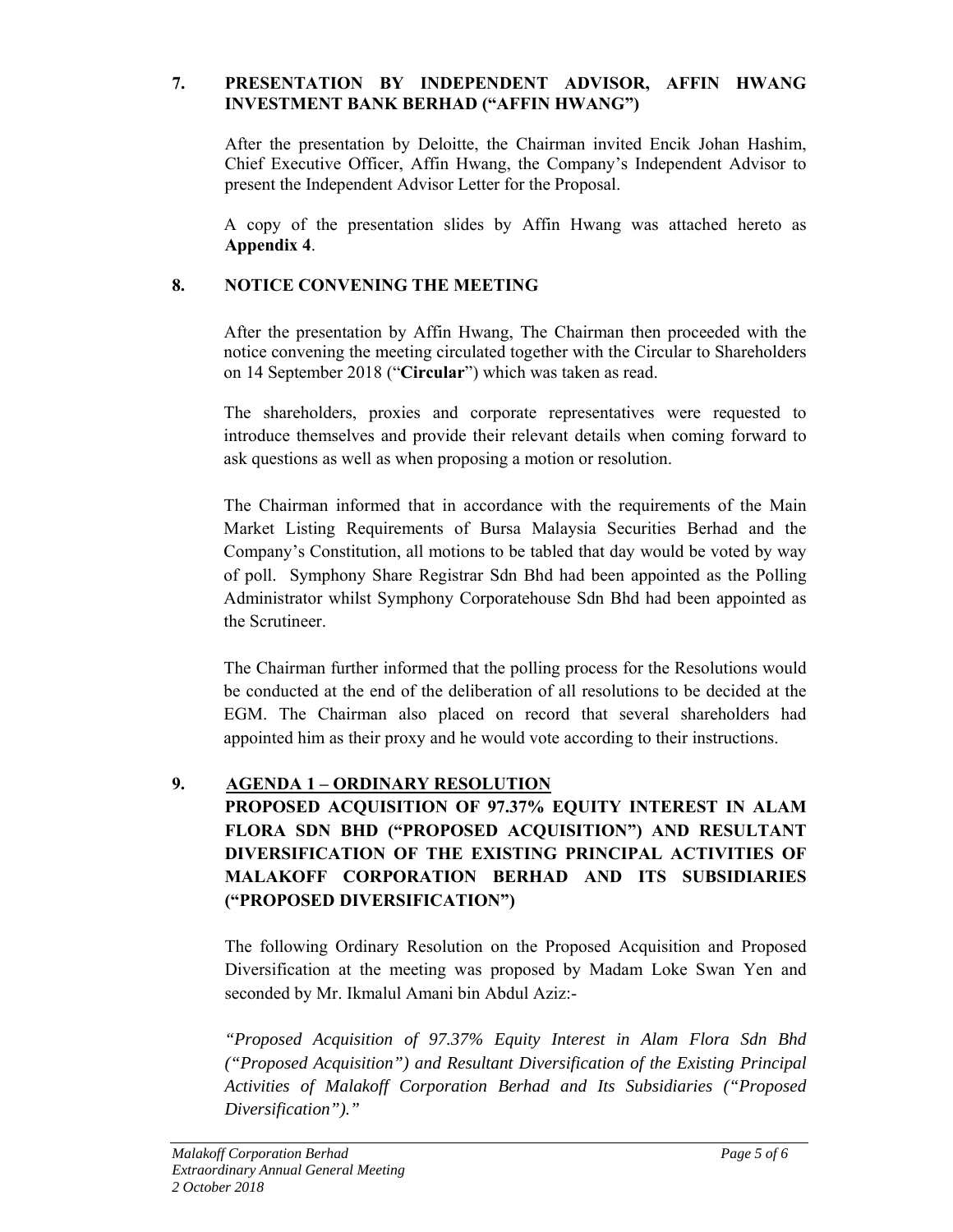## 7. PRESENTATION BY INDEPENDENT ADVISOR, AFFIN HWANG INVESTMENT BANK BERHAD ("AFFIN HWANG")

After the presentation by Deloitte, the Chairman invited Encik Johan Hashim, Chief Executive Officer, Affin Hwang, the Company's Independent Advisor to present the Independent Advisor Letter for the Proposal.

A copy of the presentation slides by Affin Hwang was attached hereto as **Appendix 4**.

## 8. NOTICE CONVENING THE MEETING

After the presentation by Affin Hwang, The Chairman then proceeded with the notice convening the meeting circulated together with the Circular to Shareholders on 14 September 2018 ("**Circular**") which was taken as read.

The shareholders, proxies and corporate representatives were requested to introduce themselves and provide their relevant details when coming forward to ask questions as well as when proposing a motion or resolution.

The Chairman informed that in accordance with the requirements of the Main Market Listing Requirements of Bursa Malaysia Securities Berhad and the Company's Constitution, all motions to be tabled that day would be voted by way of poll. Symphony Share Registrar Sdn Bhd had been appointed as the Polling Administrator whilst Symphony Corporatehouse Sdn Bhd had been appointed as the Scrutineer.

The Chairman further informed that the polling process for the Resolutions would be conducted at the end of the deliberation of all resolutions to be decided at the EGM. The Chairman also placed on record that several shareholders had appointed him as their proxy and he would vote according to their instructions.

## 9. <u>AGENDA 1 – ORDINARY RESOLUTION</u>

**PROPOSED ACQUISITION OF 97.37% EQUITY INTEREST IN ALAM FLORA SDN BHD ("PROPOSED ACQUISITION") AND RESULTANT DIVERSIFICATION OF THE EXISTING PRINCIPAL ACTIVITIES OF MALAKOFF CORPORATION BERHAD AND ITS SUBSIDIARIES ("PROPOSED DIVERSIFICATION")**

The following Ordinary Resolution on the Proposed Acquisition and Proposed Diversification at the meeting was proposed by Madam Loke Swan Yen and seconded by Mr. Ikmalul Amani bin Abdul Aziz:-

*"Proposed Acquisition of 97.37% Equity Interest in Alam Flora Sdn Bhd ("Proposed Acquisition") and Resultant Diversification of the Existing Principal Activities of Malakoff Corporation Berhad and Its Subsidiaries ("Proposed Diversification")."*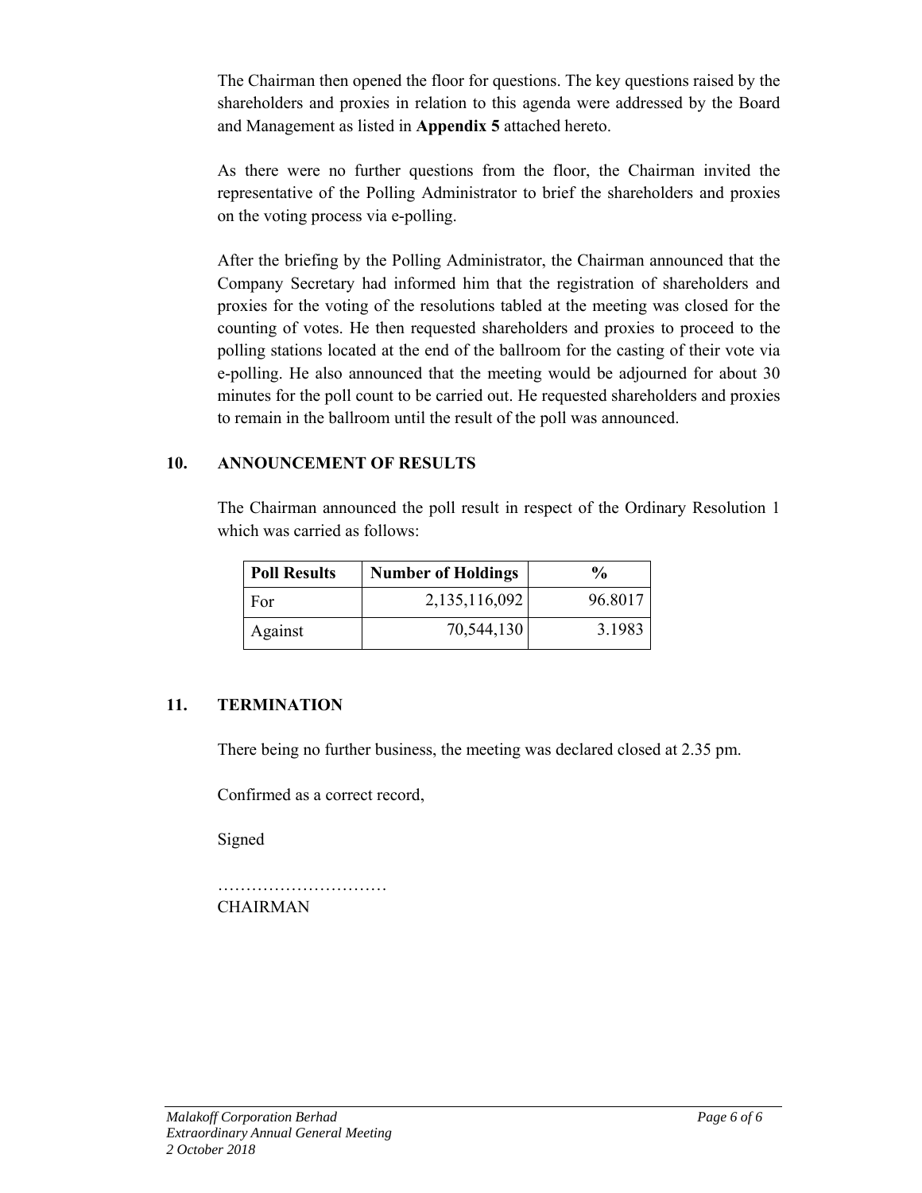The Chairman then opened the floor for questions. The key questions raised by the shareholders and proxies in relation to this agenda were addressed by the Board and Management as listed in **Appendix 5** attached hereto.

As there were no further questions from the floor, the Chairman invited the representative of the Polling Administrator to brief the shareholders and proxies on the voting process via e-polling.

After the briefing by the Polling Administrator, the Chairman announced that the Company Secretary had informed him that the registration of shareholders and proxies for the voting of the resolutions tabled at the meeting was closed for the counting of votes. He then requested shareholders and proxies to proceed to the polling stations located at the end of the ballroom for the casting of their vote via e-polling. He also announced that the meeting would be adjourned for about 30 minutes for the poll count to be carried out. He requested shareholders and proxies to remain in the ballroom until the result of the poll was announced.

## 10. ANNOUNCEMENT OF RESULTS

The Chairman announced the poll result in respect of the Ordinary Resolution 1 which was carried as follows:

| Poll Results | Number of Holdings | % |
|---|---:|---:|
| For | 2,135,116,092 | 96.8017 |
| Against | 70,544,130 | 3.1983 |

## 11. TERMINATION

There being no further business, the meeting was declared closed at 2.35 pm.

Confirmed as a correct record,

Signed

…………………………
CHAIRMAN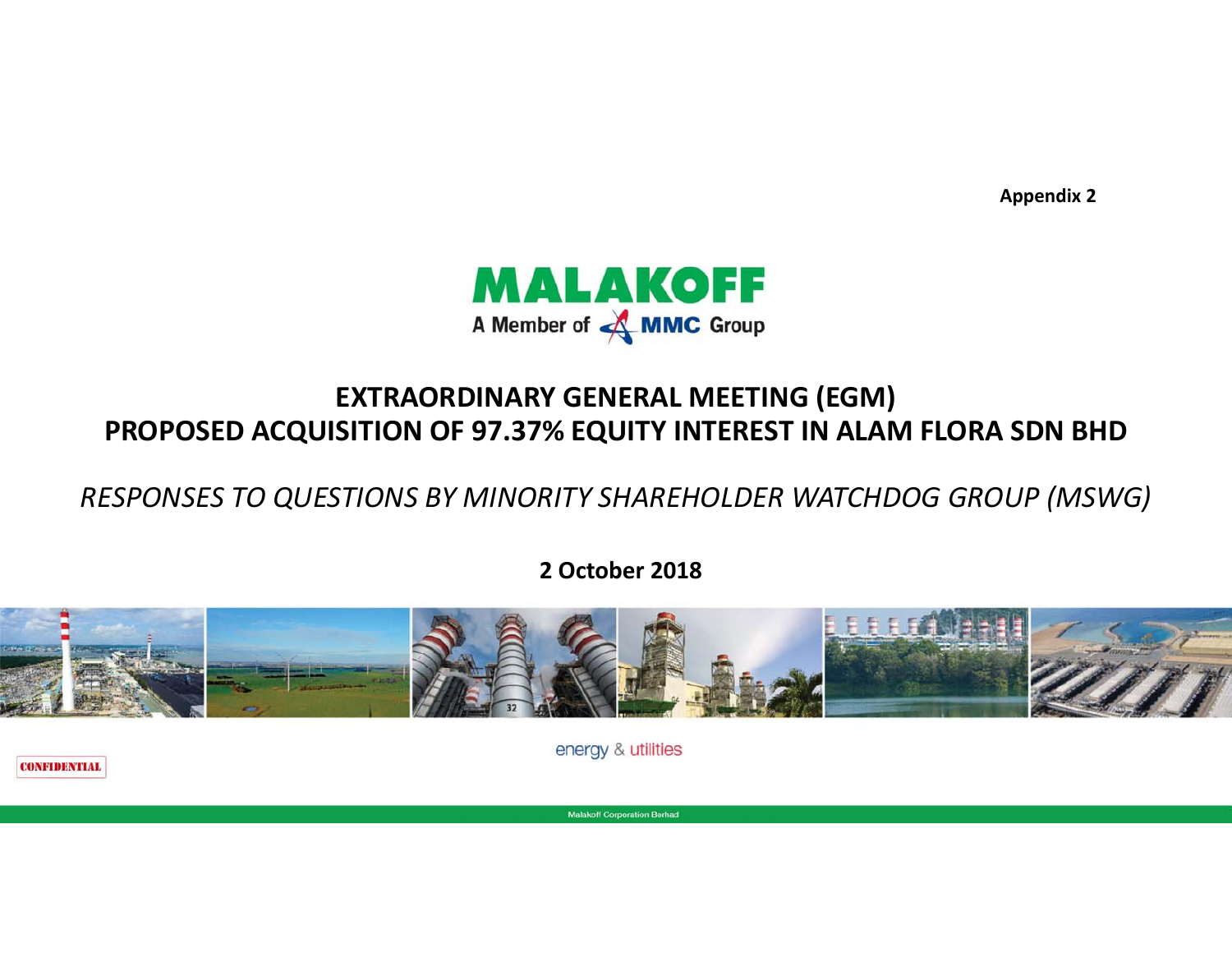Appendix 2

MALAKOFF

A Member of MMC Group

# EXTRAORDINARY GENERAL MEETING (EGM)

# PROPOSED ACQUISITION OF 97.37% EQUITY INTEREST IN ALAM FLORA SDN BHD

*RESPONSES TO QUESTIONS BY MINORITY SHAREHOLDER WATCHDOG GROUP (MSWG)*

**2 October 2018**

energy & utilities

CONFIDENTIAL

Malakoff Corporation Berhad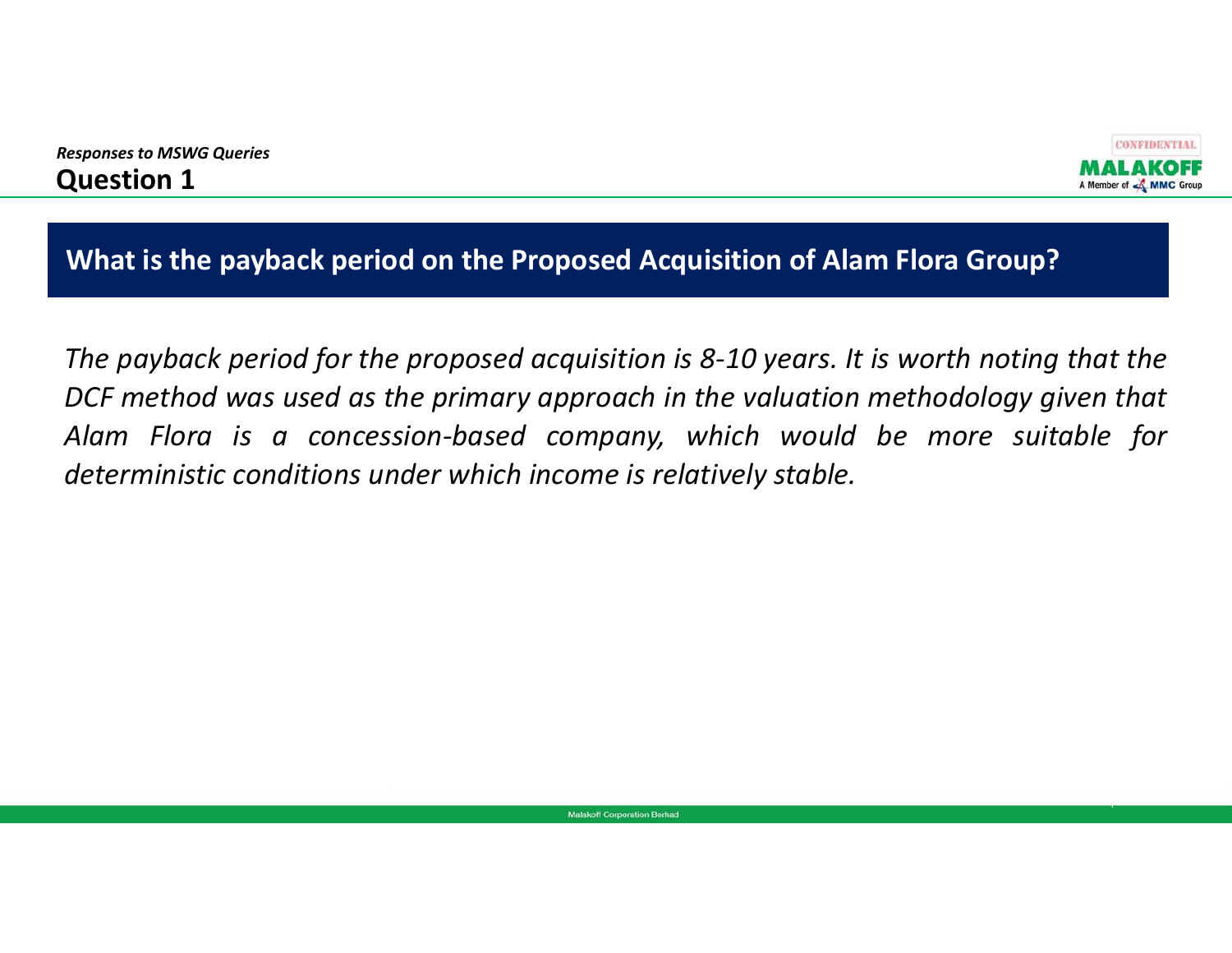*Responses to MSWG Queries*

## Question 1

**What is the payback period on the Proposed Acquisition of Alam Flora Group?**

*The payback period for the proposed acquisition is 8-10 years. It is worth noting that the DCF method was used as the primary approach in the valuation methodology given that Alam Flora is a concession-based company, which would be more suitable for deterministic conditions under which income is relatively stable.*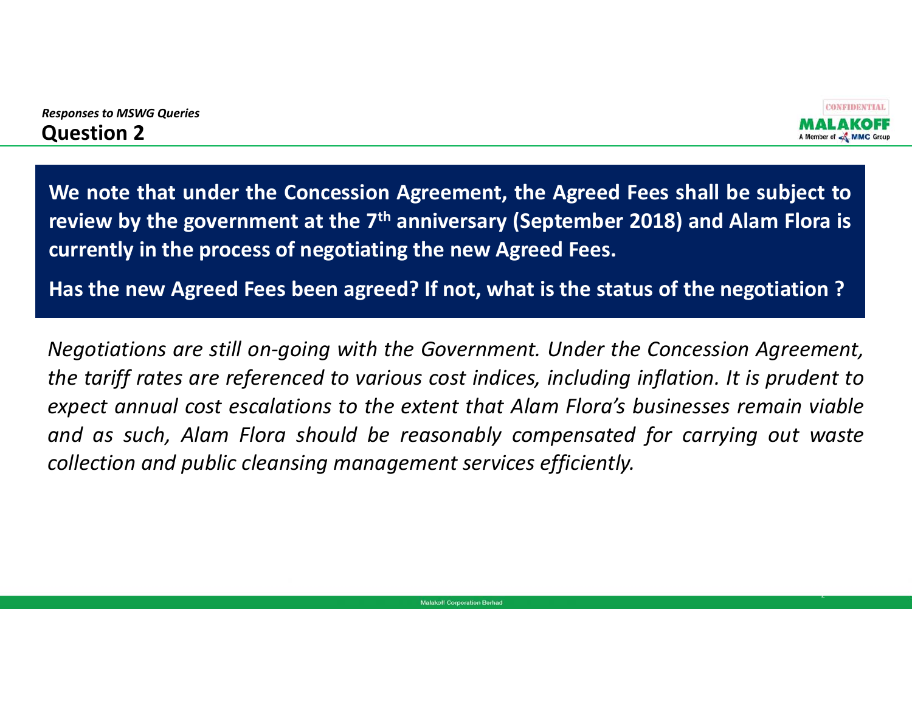*Responses to MSWG Queries*

# Question 2

**We note that under the Concession Agreement, the Agreed Fees shall be subject to review by the government at the 7th anniversary (September 2018) and Alam Flora is currently in the process of negotiating the new Agreed Fees.**

**Has the new Agreed Fees been agreed? If not, what is the status of the negotiation ?**

*Negotiations are still on-going with the Government. Under the Concession Agreement, the tariff rates are referenced to various cost indices, including inflation. It is prudent to expect annual cost escalations to the extent that Alam Flora's businesses remain viable and as such, Alam Flora should be reasonably compensated for carrying out waste collection and public cleansing management services efficiently.*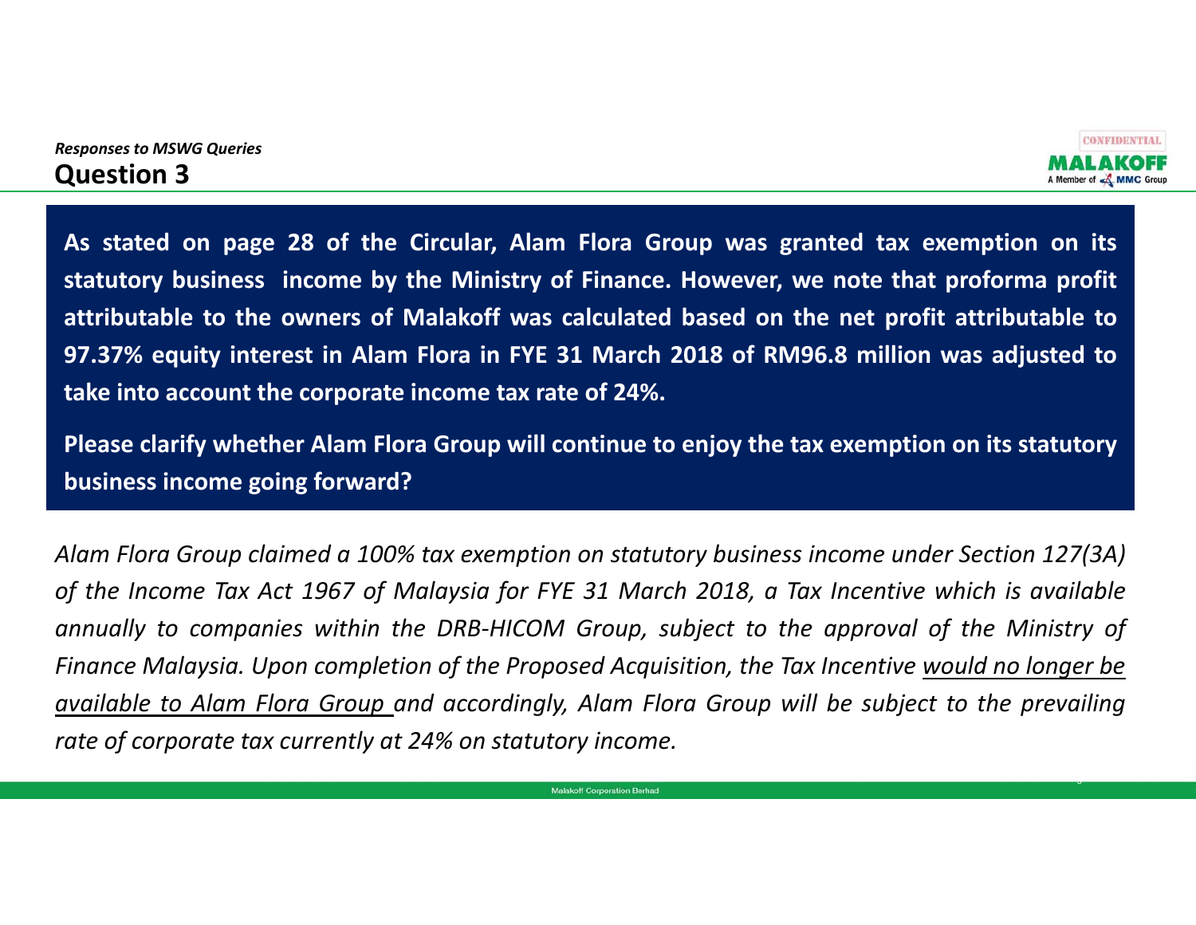*Responses to MSWG Queries*

## Question 3

**As stated on page 28 of the Circular, Alam Flora Group was granted tax exemption on its statutory business income by the Ministry of Finance. However, we note that proforma profit attributable to the owners of Malakoff was calculated based on the net profit attributable to 97.37% equity interest in Alam Flora in FYE 31 March 2018 of RM96.8 million was adjusted to take into account the corporate income tax rate of 24%.**

**Please clarify whether Alam Flora Group will continue to enjoy the tax exemption on its statutory business income going forward?**

*Alam Flora Group claimed a 100% tax exemption on statutory business income under Section 127(3A) of the Income Tax Act 1967 of Malaysia for FYE 31 March 2018, a Tax Incentive which is available annually to companies within the DRB-HICOM Group, subject to the approval of the Ministry of Finance Malaysia. Upon completion of the Proposed Acquisition, the Tax Incentive <u>would no longer be available to Alam Flora Group</u> and accordingly, Alam Flora Group will be subject to the prevailing rate of corporate tax currently at 24% on statutory income.*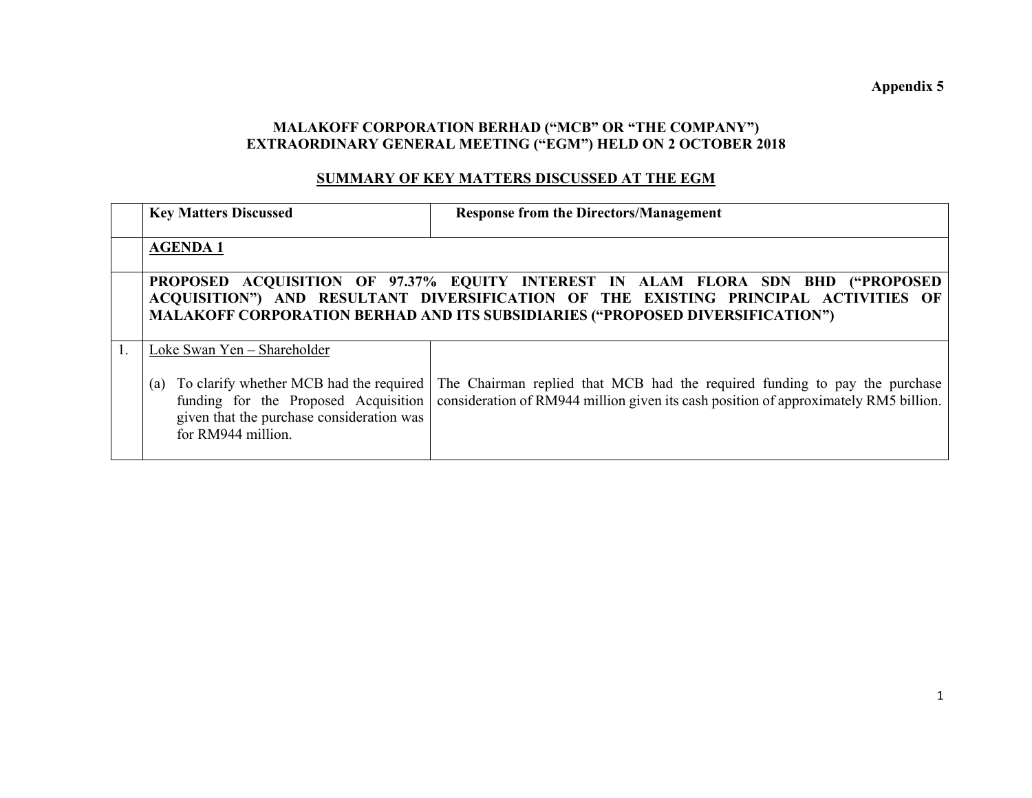**Appendix 5**

**MALAKOFF CORPORATION BERHAD ("MCB" OR "THE COMPANY")**
**EXTRAORDINARY GENERAL MEETING ("EGM") HELD ON 2 OCTOBER 2018**

**SUMMARY OF KEY MATTERS DISCUSSED AT THE EGM**

| | Key Matters Discussed | Response from the Directors/Management |
|---|---|---|
| | **AGENDA 1** | |
| | **PROPOSED ACQUISITION OF 97.37% EQUITY INTEREST IN ALAM FLORA SDN BHD ("PROPOSED ACQUISITION") AND RESULTANT DIVERSIFICATION OF THE EXISTING PRINCIPAL ACTIVITIES OF MALAKOFF CORPORATION BERHAD AND ITS SUBSIDIARIES ("PROPOSED DIVERSIFICATION")** | |
| 1. | Loke Swan Yen – Shareholder<br><br>(a) To clarify whether MCB had the required funding for the Proposed Acquisition given that the purchase consideration was for RM944 million. | <br><br>The Chairman replied that MCB had the required funding to pay the purchase consideration of RM944 million given its cash position of approximately RM5 billion. |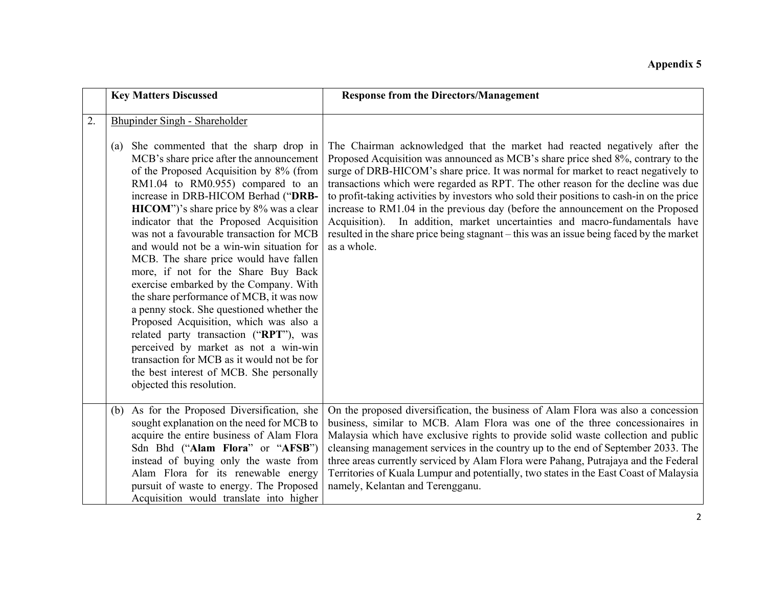**Appendix 5**

| | Key Matters Discussed | Response from the Directors/Management |
|---|---|---|
| 2. | Bhupinder Singh - Shareholder | |
| | (a) She commented that the sharp drop in MCB's share price after the announcement of the Proposed Acquisition by 8% (from RM1.04 to RM0.955) compared to an increase in DRB-HICOM Berhad ("**DRB-HICOM**")'s share price by 8% was a clear indicator that the Proposed Acquisition was not a favourable transaction for MCB and would not be a win-win situation for MCB. The share price would have fallen more, if not for the Share Buy Back exercise embarked by the Company. With the share performance of MCB, it was now a penny stock. She questioned whether the Proposed Acquisition, which was also a related party transaction ("**RPT**"), was perceived by market as not a win-win transaction for MCB as it would not be for the best interest of MCB. She personally objected this resolution. | The Chairman acknowledged that the market had reacted negatively after the Proposed Acquisition was announced as MCB's share price shed 8%, contrary to the surge of DRB-HICOM's share price. It was normal for market to react negatively to transactions which were regarded as RPT. The other reason for the decline was due to profit-taking activities by investors who sold their positions to cash-in on the price increase to RM1.04 in the previous day (before the announcement on the Proposed Acquisition). In addition, market uncertainties and macro-fundamentals have resulted in the share price being stagnant – this was an issue being faced by the market as a whole. |
| | (b) As for the Proposed Diversification, she sought explanation on the need for MCB to acquire the entire business of Alam Flora Sdn Bhd ("**Alam Flora**" or "**AFSB**") instead of buying only the waste from Alam Flora for its renewable energy pursuit of waste to energy. The Proposed Acquisition would translate into higher | On the proposed diversification, the business of Alam Flora was also a concession business, similar to MCB. Alam Flora was one of the three concessionaires in Malaysia which have exclusive rights to provide solid waste collection and public cleansing management services in the country up to the end of September 2033. The three areas currently serviced by Alam Flora were Pahang, Putrajaya and the Federal Territories of Kuala Lumpur and potentially, two states in the East Coast of Malaysia namely, Kelantan and Terengganu. |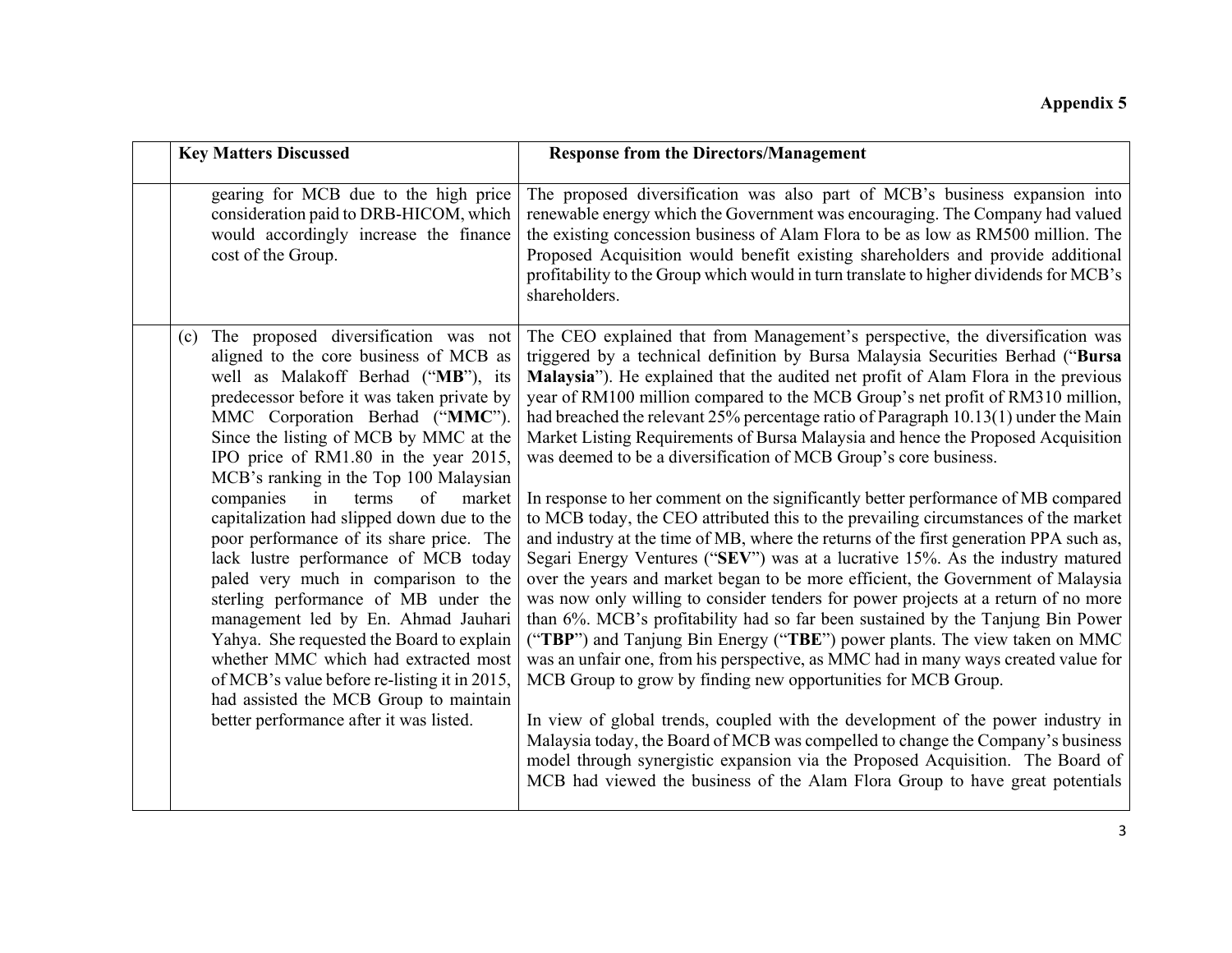**Appendix 5**

| | Key Matters Discussed | Response from the Directors/Management |
|---|---|---|
| | gearing for MCB due to the high price consideration paid to DRB-HICOM, which would accordingly increase the finance cost of the Group. | The proposed diversification was also part of MCB's business expansion into renewable energy which the Government was encouraging. The Company had valued the existing concession business of Alam Flora to be as low as RM500 million. The Proposed Acquisition would benefit existing shareholders and provide additional profitability to the Group which would in turn translate to higher dividends for MCB's shareholders. |
| | (c) The proposed diversification was not aligned to the core business of MCB as well as Malakoff Berhad ("**MB**"), its predecessor before it was taken private by MMC Corporation Berhad ("**MMC**"). Since the listing of MCB by MMC at the IPO price of RM1.80 in the year 2015, MCB's ranking in the Top 100 Malaysian companies in terms of market capitalization had slipped down due to the poor performance of its share price. The lack lustre performance of MCB today paled very much in comparison to the sterling performance of MB under the management led by En. Ahmad Jauhari Yahya. She requested the Board to explain whether MMC which had extracted most of MCB's value before re-listing it in 2015, had assisted the MCB Group to maintain better performance after it was listed. | The CEO explained that from Management's perspective, the diversification was triggered by a technical definition by Bursa Malaysia Securities Berhad ("**Bursa Malaysia**"). He explained that the audited net profit of Alam Flora in the previous year of RM100 million compared to the MCB Group's net profit of RM310 million, had breached the relevant 25% percentage ratio of Paragraph 10.13(1) under the Main Market Listing Requirements of Bursa Malaysia and hence the Proposed Acquisition was deemed to be a diversification of MCB Group's core business.<br><br>In response to her comment on the significantly better performance of MB compared to MCB today, the CEO attributed this to the prevailing circumstances of the market and industry at the time of MB, where the returns of the first generation PPA such as, Segari Energy Ventures ("**SEV**") was at a lucrative 15%. As the industry matured over the years and market began to be more efficient, the Government of Malaysia was now only willing to consider tenders for power projects at a return of no more than 6%. MCB's profitability had so far been sustained by the Tanjung Bin Power ("**TBP**") and Tanjung Bin Energy ("**TBE**") power plants. The view taken on MMC was an unfair one, from his perspective, as MMC had in many ways created value for MCB Group to grow by finding new opportunities for MCB Group.<br><br>In view of global trends, coupled with the development of the power industry in Malaysia today, the Board of MCB was compelled to change the Company's business model through synergistic expansion via the Proposed Acquisition. The Board of MCB had viewed the business of the Alam Flora Group to have great potentials |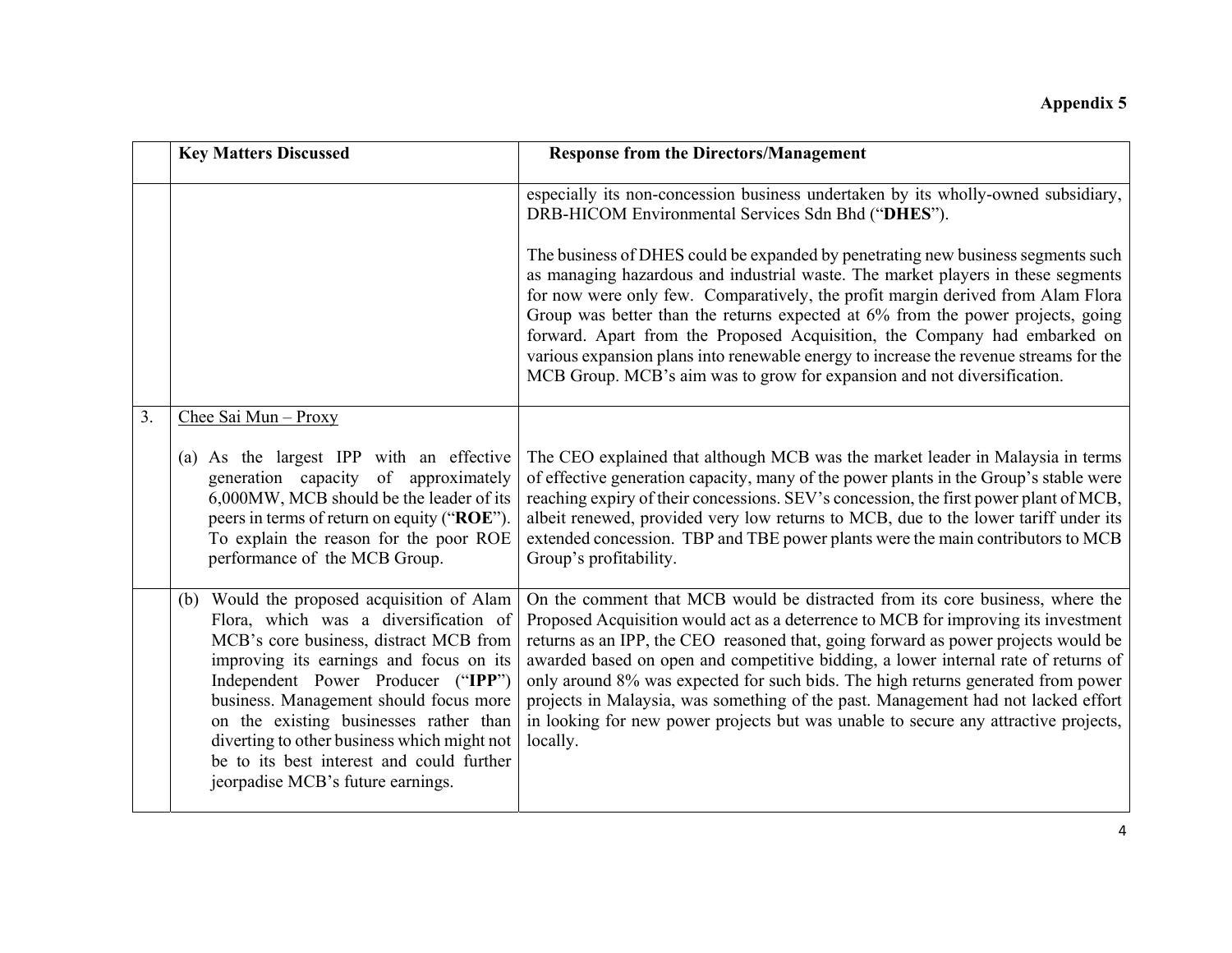**Appendix 5**

| | Key Matters Discussed | Response from the Directors/Management |
|---|---|---|
| | | especially its non-concession business undertaken by its wholly-owned subsidiary, DRB-HICOM Environmental Services Sdn Bhd ("**DHES**").<br><br>The business of DHES could be expanded by penetrating new business segments such as managing hazardous and industrial waste. The market players in these segments for now were only few. Comparatively, the profit margin derived from Alam Flora Group was better than the returns expected at 6% from the power projects, going forward. Apart from the Proposed Acquisition, the Company had embarked on various expansion plans into renewable energy to increase the revenue streams for the MCB Group. MCB's aim was to grow for expansion and not diversification. |
| 3. | Chee Sai Mun – Proxy<br><br>(a) As the largest IPP with an effective generation capacity of approximately 6,000MW, MCB should be the leader of its peers in terms of return on equity ("**ROE**"). To explain the reason for the poor ROE performance of the MCB Group. | The CEO explained that although MCB was the market leader in Malaysia in terms of effective generation capacity, many of the power plants in the Group's stable were reaching expiry of their concessions. SEV's concession, the first power plant of MCB, albeit renewed, provided very low returns to MCB, due to the lower tariff under its extended concession. TBP and TBE power plants were the main contributors to MCB Group's profitability. |
| | (b) Would the proposed acquisition of Alam Flora, which was a diversification of MCB's core business, distract MCB from improving its earnings and focus on its Independent Power Producer ("**IPP**") business. Management should focus more on the existing businesses rather than diverting to other business which might not be to its best interest and could further jeorpadise MCB's future earnings. | On the comment that MCB would be distracted from its core business, where the Proposed Acquisition would act as a deterrence to MCB for improving its investment returns as an IPP, the CEO reasoned that, going forward as power projects would be awarded based on open and competitive bidding, a lower internal rate of returns of only around 8% was expected for such bids. The high returns generated from power projects in Malaysia, was something of the past. Management had not lacked effort in looking for new power projects but was unable to secure any attractive projects, locally. |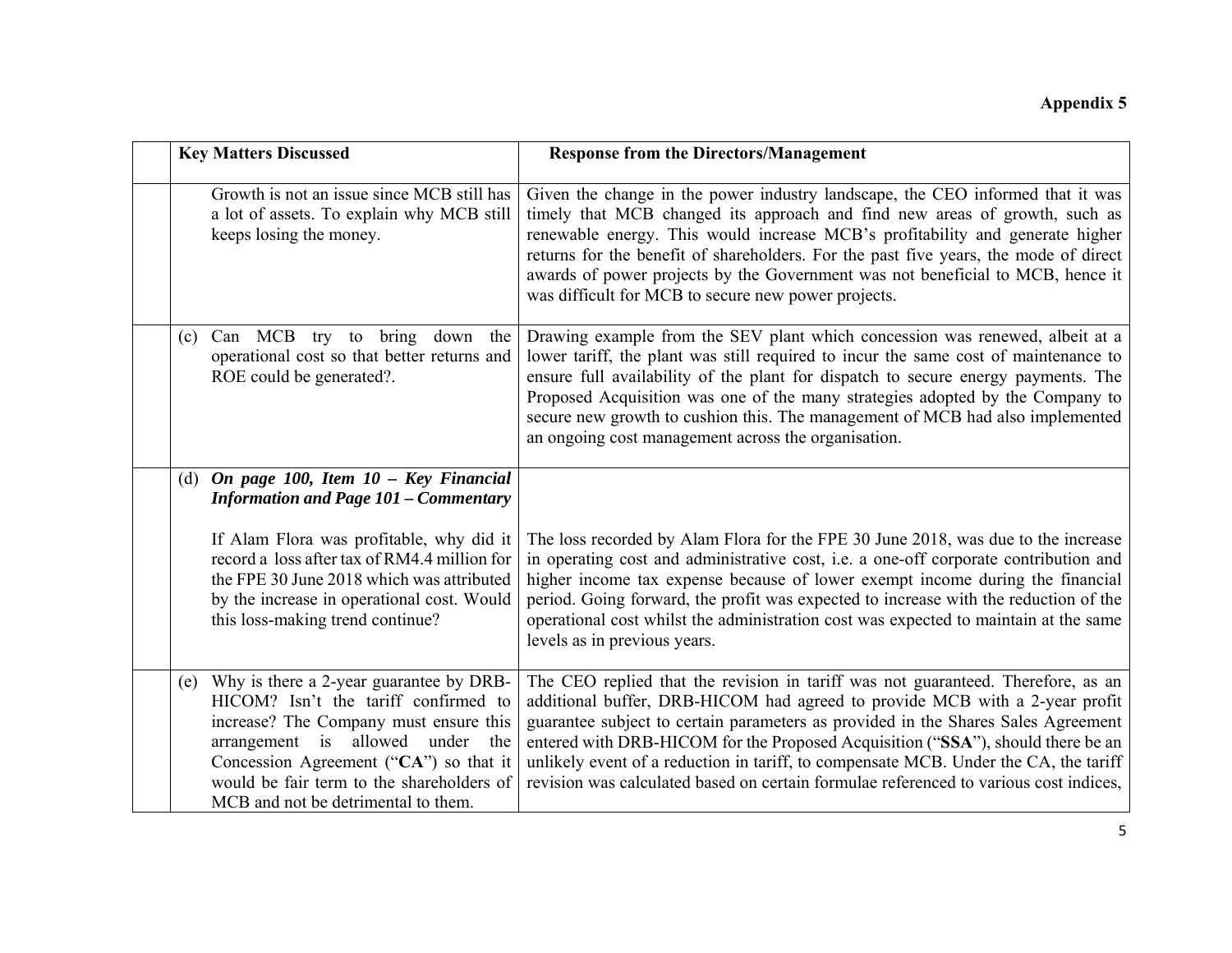**Appendix 5**

| | Key Matters Discussed | Response from the Directors/Management |
|---|---|---|
| | Growth is not an issue since MCB still has a lot of assets. To explain why MCB still keeps losing the money. | Given the change in the power industry landscape, the CEO informed that it was timely that MCB changed its approach and find new areas of growth, such as renewable energy. This would increase MCB's profitability and generate higher returns for the benefit of shareholders. For the past five years, the mode of direct awards of power projects by the Government was not beneficial to MCB, hence it was difficult for MCB to secure new power projects. |
| | (c) Can MCB try to bring down the operational cost so that better returns and ROE could be generated?. | Drawing example from the SEV plant which concession was renewed, albeit at a lower tariff, the plant was still required to incur the same cost of maintenance to ensure full availability of the plant for dispatch to secure energy payments. The Proposed Acquisition was one of the many strategies adopted by the Company to secure new growth to cushion this. The management of MCB had also implemented an ongoing cost management across the organisation. |
| | (d) ***On page 100, Item 10 – Key Financial Information and Page 101 – Commentary*** <br><br> If Alam Flora was profitable, why did it record a loss after tax of RM4.4 million for the FPE 30 June 2018 which was attributed by the increase in operational cost. Would this loss-making trend continue? | <br><br><br> The loss recorded by Alam Flora for the FPE 30 June 2018, was due to the increase in operating cost and administrative cost, i.e. a one-off corporate contribution and higher income tax expense because of lower exempt income during the financial period. Going forward, the profit was expected to increase with the reduction of the operational cost whilst the administration cost was expected to maintain at the same levels as in previous years. |
| | (e) Why is there a 2-year guarantee by DRB-HICOM? Isn't the tariff confirmed to increase? The Company must ensure this arrangement is allowed under the Concession Agreement ("**CA**") so that it would be fair term to the shareholders of MCB and not be detrimental to them. | The CEO replied that the revision in tariff was not guaranteed. Therefore, as an additional buffer, DRB-HICOM had agreed to provide MCB with a 2-year profit guarantee subject to certain parameters as provided in the Shares Sales Agreement entered with DRB-HICOM for the Proposed Acquisition ("**SSA**"), should there be an unlikely event of a reduction in tariff, to compensate MCB. Under the CA, the tariff revision was calculated based on certain formulae referenced to various cost indices, |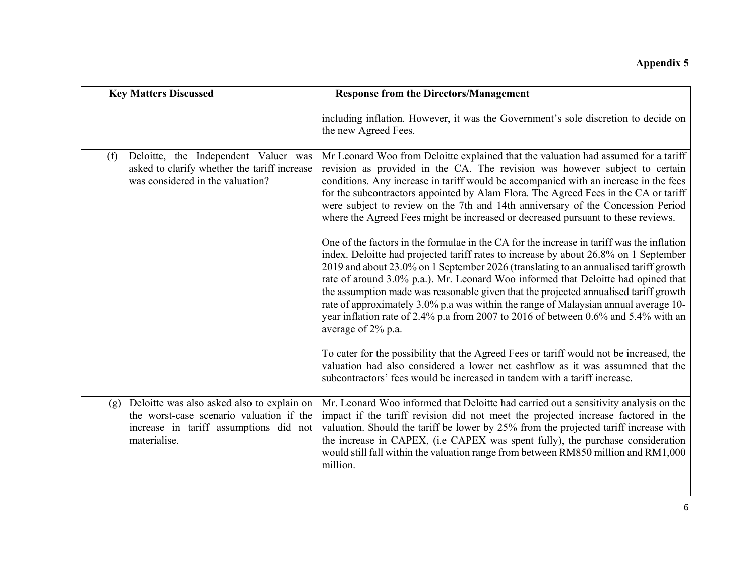**Appendix 5**

| | Key Matters Discussed | Response from the Directors/Management |
|---|---|---|
| | | including inflation. However, it was the Government's sole discretion to decide on the new Agreed Fees. |
| | (f) Deloitte, the Independent Valuer was asked to clarify whether the tariff increase was considered in the valuation? | Mr Leonard Woo from Deloitte explained that the valuation had assumed for a tariff revision as provided in the CA. The revision was however subject to certain conditions. Any increase in tariff would be accompanied with an increase in the fees for the subcontractors appointed by Alam Flora. The Agreed Fees in the CA or tariff were subject to review on the 7th and 14th anniversary of the Concession Period where the Agreed Fees might be increased or decreased pursuant to these reviews.<br><br>One of the factors in the formulae in the CA for the increase in tariff was the inflation index. Deloitte had projected tariff rates to increase by about 26.8% on 1 September 2019 and about 23.0% on 1 September 2026 (translating to an annualised tariff growth rate of around 3.0% p.a.). Mr. Leonard Woo informed that Deloitte had opined that the assumption made was reasonable given that the projected annualised tariff growth rate of approximately 3.0% p.a was within the range of Malaysian annual average 10-year inflation rate of 2.4% p.a from 2007 to 2016 of between 0.6% and 5.4% with an average of 2% p.a.<br><br>To cater for the possibility that the Agreed Fees or tariff would not be increased, the valuation had also considered a lower net cashflow as it was assumned that the subcontractors' fees would be increased in tandem with a tariff increase. |
| | (g) Deloitte was also asked also to explain on the worst-case scenario valuation if the increase in tariff assumptions did not materialise. | Mr. Leonard Woo informed that Deloitte had carried out a sensitivity analysis on the impact if the tariff revision did not meet the projected increase factored in the valuation. Should the tariff be lower by 25% from the projected tariff increase with the increase in CAPEX, (i.e CAPEX was spent fully), the purchase consideration would still fall within the valuation range from between RM850 million and RM1,000 million. |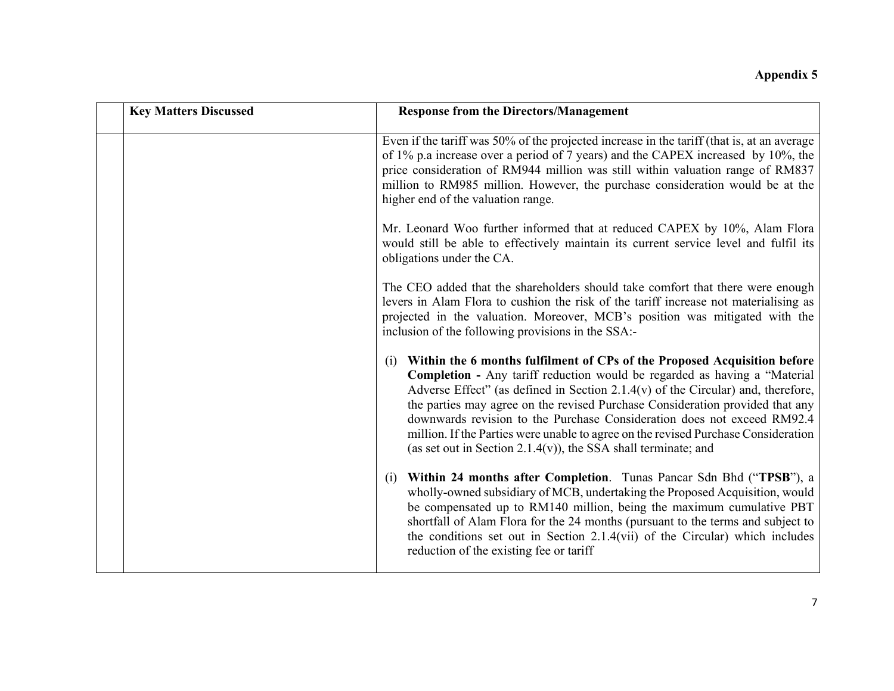**Appendix 5**

| | Key Matters Discussed | Response from the Directors/Management |
|---|---|---|
| | | Even if the tariff was 50% of the projected increase in the tariff (that is, at an average of 1% p.a increase over a period of 7 years) and the CAPEX increased by 10%, the price consideration of RM944 million was still within valuation range of RM837 million to RM985 million. However, the purchase consideration would be at the higher end of the valuation range.<br><br>Mr. Leonard Woo further informed that at reduced CAPEX by 10%, Alam Flora would still be able to effectively maintain its current service level and fulfil its obligations under the CA.<br><br>The CEO added that the shareholders should take comfort that there were enough levers in Alam Flora to cushion the risk of the tariff increase not materialising as projected in the valuation. Moreover, MCB's position was mitigated with the inclusion of the following provisions in the SSA:-<br><br>(i) **Within the 6 months fulfilment of CPs of the Proposed Acquisition before Completion -** Any tariff reduction would be regarded as having a "Material Adverse Effect" (as defined in Section 2.1.4(v) of the Circular) and, therefore, the parties may agree on the revised Purchase Consideration provided that any downwards revision to the Purchase Consideration does not exceed RM92.4 million. If the Parties were unable to agree on the revised Purchase Consideration (as set out in Section 2.1.4(v)), the SSA shall terminate; and<br><br>(i) **Within 24 months after Completion**. Tunas Pancar Sdn Bhd ("**TPSB**"), a wholly-owned subsidiary of MCB, undertaking the Proposed Acquisition, would be compensated up to RM140 million, being the maximum cumulative PBT shortfall of Alam Flora for the 24 months (pursuant to the terms and subject to the conditions set out in Section 2.1.4(vii) of the Circular) which includes reduction of the existing fee or tariff |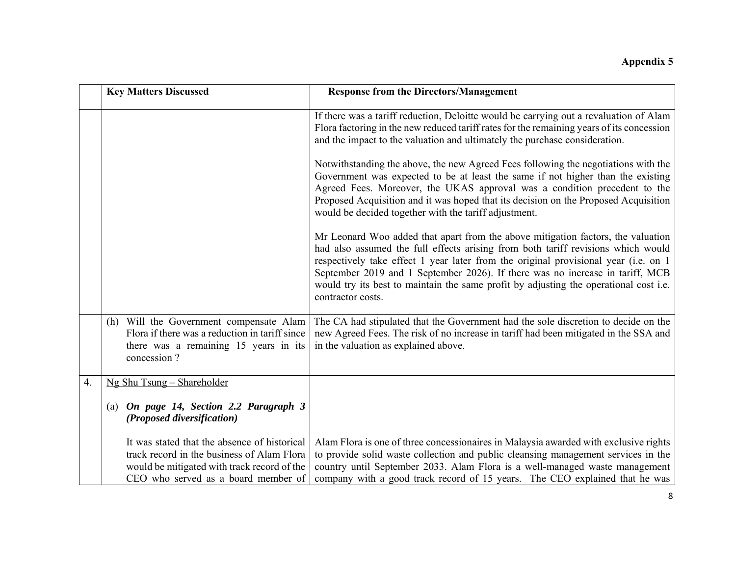**Appendix 5**

| | Key Matters Discussed | Response from the Directors/Management |
|---|---|---|
| | | If there was a tariff reduction, Deloitte would be carrying out a revaluation of Alam Flora factoring in the new reduced tariff rates for the remaining years of its concession and the impact to the valuation and ultimately the purchase consideration.<br><br>Notwithstanding the above, the new Agreed Fees following the negotiations with the Government was expected to be at least the same if not higher than the existing Agreed Fees. Moreover, the UKAS approval was a condition precedent to the Proposed Acquisition and it was hoped that its decision on the Proposed Acquisition would be decided together with the tariff adjustment.<br><br>Mr Leonard Woo added that apart from the above mitigation factors, the valuation had also assumed the full effects arising from both tariff revisions which would respectively take effect 1 year later from the original provisional year (i.e. on 1 September 2019 and 1 September 2026). If there was no increase in tariff, MCB would try its best to maintain the same profit by adjusting the operational cost i.e. contractor costs. |
| | (h) Will the Government compensate Alam Flora if there was a reduction in tariff since there was a remaining 15 years in its concession ? | The CA had stipulated that the Government had the sole discretion to decide on the new Agreed Fees. The risk of no increase in tariff had been mitigated in the SSA and in the valuation as explained above. |
| 4. | Ng Shu Tsung – Shareholder<br><br>(a) ***On page 14, Section 2.2 Paragraph 3 (Proposed diversification)***<br><br>It was stated that the absence of historical track record in the business of Alam Flora would be mitigated with track record of the CEO who served as a board member of | Alam Flora is one of three concessionaires in Malaysia awarded with exclusive rights to provide solid waste collection and public cleansing management services in the country until September 2033. Alam Flora is a well-managed waste management company with a good track record of 15 years. The CEO explained that he was |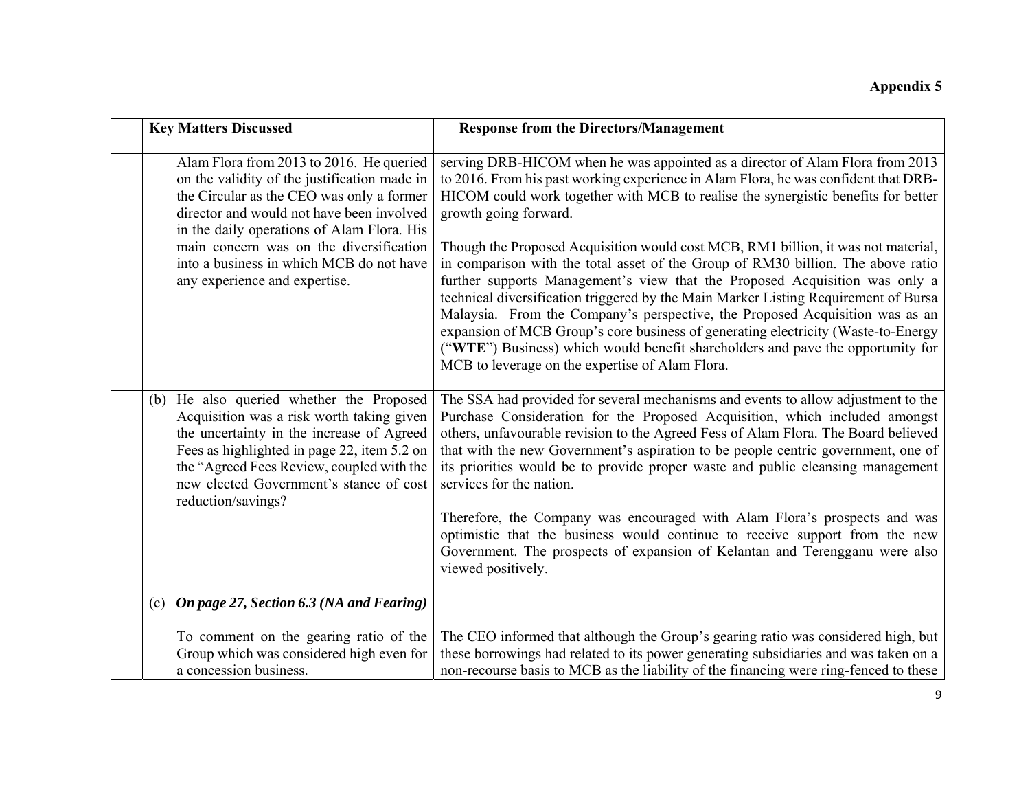**Appendix 5**

| | Key Matters Discussed | Response from the Directors/Management |
|---|---|---|
| | Alam Flora from 2013 to 2016. He queried on the validity of the justification made in the Circular as the CEO was only a former director and would not have been involved in the daily operations of Alam Flora. His main concern was on the diversification into a business in which MCB do not have any experience and expertise. | serving DRB-HICOM when he was appointed as a director of Alam Flora from 2013 to 2016. From his past working experience in Alam Flora, he was confident that DRB-HICOM could work together with MCB to realise the synergistic benefits for better growth going forward.<br><br>Though the Proposed Acquisition would cost MCB, RM1 billion, it was not material, in comparison with the total asset of the Group of RM30 billion. The above ratio further supports Management's view that the Proposed Acquisition was only a technical diversification triggered by the Main Marker Listing Requirement of Bursa Malaysia. From the Company's perspective, the Proposed Acquisition was as an expansion of MCB Group's core business of generating electricity (Waste-to-Energy ("**WTE**") Business) which would benefit shareholders and pave the opportunity for MCB to leverage on the expertise of Alam Flora. |
| | (b) He also queried whether the Proposed Acquisition was a risk worth taking given the uncertainty in the increase of Agreed Fees as highlighted in page 22, item 5.2 on the "Agreed Fees Review, coupled with the new elected Government's stance of cost reduction/savings? | The SSA had provided for several mechanisms and events to allow adjustment to the Purchase Consideration for the Proposed Acquisition, which included amongst others, unfavourable revision to the Agreed Fess of Alam Flora. The Board believed that with the new Government's aspiration to be people centric government, one of its priorities would be to provide proper waste and public cleansing management services for the nation.<br><br>Therefore, the Company was encouraged with Alam Flora's prospects and was optimistic that the business would continue to receive support from the new Government. The prospects of expansion of Kelantan and Terengganu were also viewed positively. |
| | (c) ***On page 27, Section 6.3 (NA and Fearing)***<br><br>To comment on the gearing ratio of the Group which was considered high even for a concession business. | The CEO informed that although the Group's gearing ratio was considered high, but these borrowings had related to its power generating subsidiaries and was taken on a non-recourse basis to MCB as the liability of the financing were ring-fenced to these |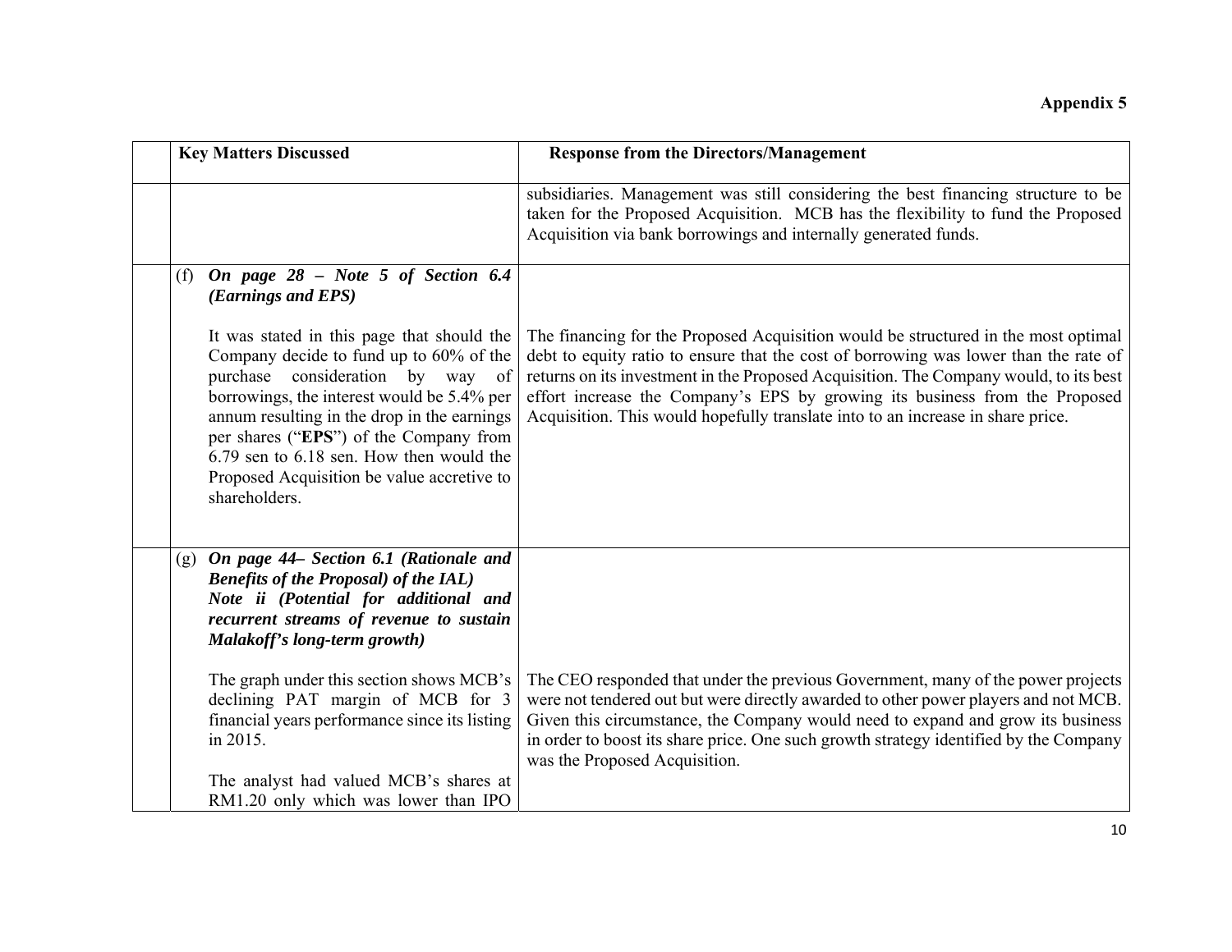**Appendix 5**

| | Key Matters Discussed | Response from the Directors/Management |
|---|---|---|
| | | subsidiaries. Management was still considering the best financing structure to be taken for the Proposed Acquisition. MCB has the flexibility to fund the Proposed Acquisition via bank borrowings and internally generated funds. |
| | (f) ***On page 28 – Note 5 of Section 6.4 (Earnings and EPS)***<br><br>It was stated in this page that should the Company decide to fund up to 60% of the purchase consideration by way of borrowings, the interest would be 5.4% per annum resulting in the drop in the earnings per shares ("**EPS**") of the Company from 6.79 sen to 6.18 sen. How then would the Proposed Acquisition be value accretive to shareholders. | The financing for the Proposed Acquisition would be structured in the most optimal debt to equity ratio to ensure that the cost of borrowing was lower than the rate of returns on its investment in the Proposed Acquisition. The Company would, to its best effort increase the Company's EPS by growing its business from the Proposed Acquisition. This would hopefully translate into to an increase in share price. |
| | (g) ***On page 44– Section 6.1 (Rationale and Benefits of the Proposal) of the IAL) Note ii (Potential for additional and recurrent streams of revenue to sustain Malakoff's long-term growth)***<br><br>The graph under this section shows MCB's declining PAT margin of MCB for 3 financial years performance since its listing in 2015.<br><br>The analyst had valued MCB's shares at RM1.20 only which was lower than IPO | The CEO responded that under the previous Government, many of the power projects were not tendered out but were directly awarded to other power players and not MCB. Given this circumstance, the Company would need to expand and grow its business in order to boost its share price. One such growth strategy identified by the Company was the Proposed Acquisition. |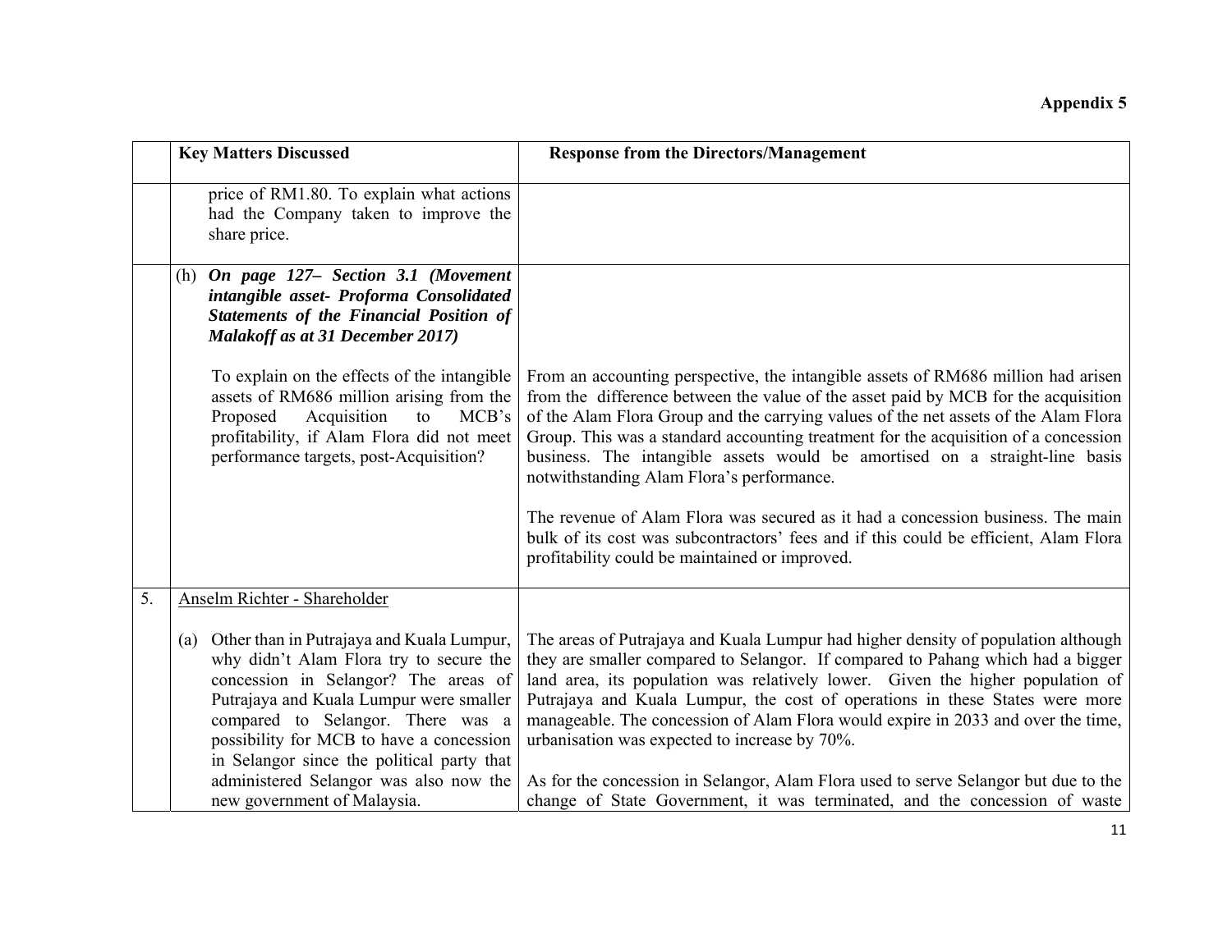**Appendix 5**

| | Key Matters Discussed | Response from the Directors/Management |
|---|---|---|
| | price of RM1.80. To explain what actions had the Company taken to improve the share price. | |
| | (h) ***On page 127– Section 3.1 (Movement intangible asset- Proforma Consolidated Statements of the Financial Position of Malakoff as at 31 December 2017)***<br><br>To explain on the effects of the intangible assets of RM686 million arising from the Proposed Acquisition to MCB's profitability, if Alam Flora did not meet performance targets, post-Acquisition? | From an accounting perspective, the intangible assets of RM686 million had arisen from the difference between the value of the asset paid by MCB for the acquisition of the Alam Flora Group and the carrying values of the net assets of the Alam Flora Group. This was a standard accounting treatment for the acquisition of a concession business. The intangible assets would be amortised on a straight-line basis notwithstanding Alam Flora's performance.<br><br>The revenue of Alam Flora was secured as it had a concession business. The main bulk of its cost was subcontractors' fees and if this could be efficient, Alam Flora profitability could be maintained or improved. |
| 5. | Anselm Richter - Shareholder<br><br>(a) Other than in Putrajaya and Kuala Lumpur, why didn't Alam Flora try to secure the concession in Selangor? The areas of Putrajaya and Kuala Lumpur were smaller compared to Selangor. There was a possibility for MCB to have a concession in Selangor since the political party that administered Selangor was also now the new government of Malaysia. | The areas of Putrajaya and Kuala Lumpur had higher density of population although they are smaller compared to Selangor. If compared to Pahang which had a bigger land area, its population was relatively lower. Given the higher population of Putrajaya and Kuala Lumpur, the cost of operations in these States were more manageable. The concession of Alam Flora would expire in 2033 and over the time, urbanisation was expected to increase by 70%.<br><br>As for the concession in Selangor, Alam Flora used to serve Selangor but due to the change of State Government, it was terminated, and the concession of waste |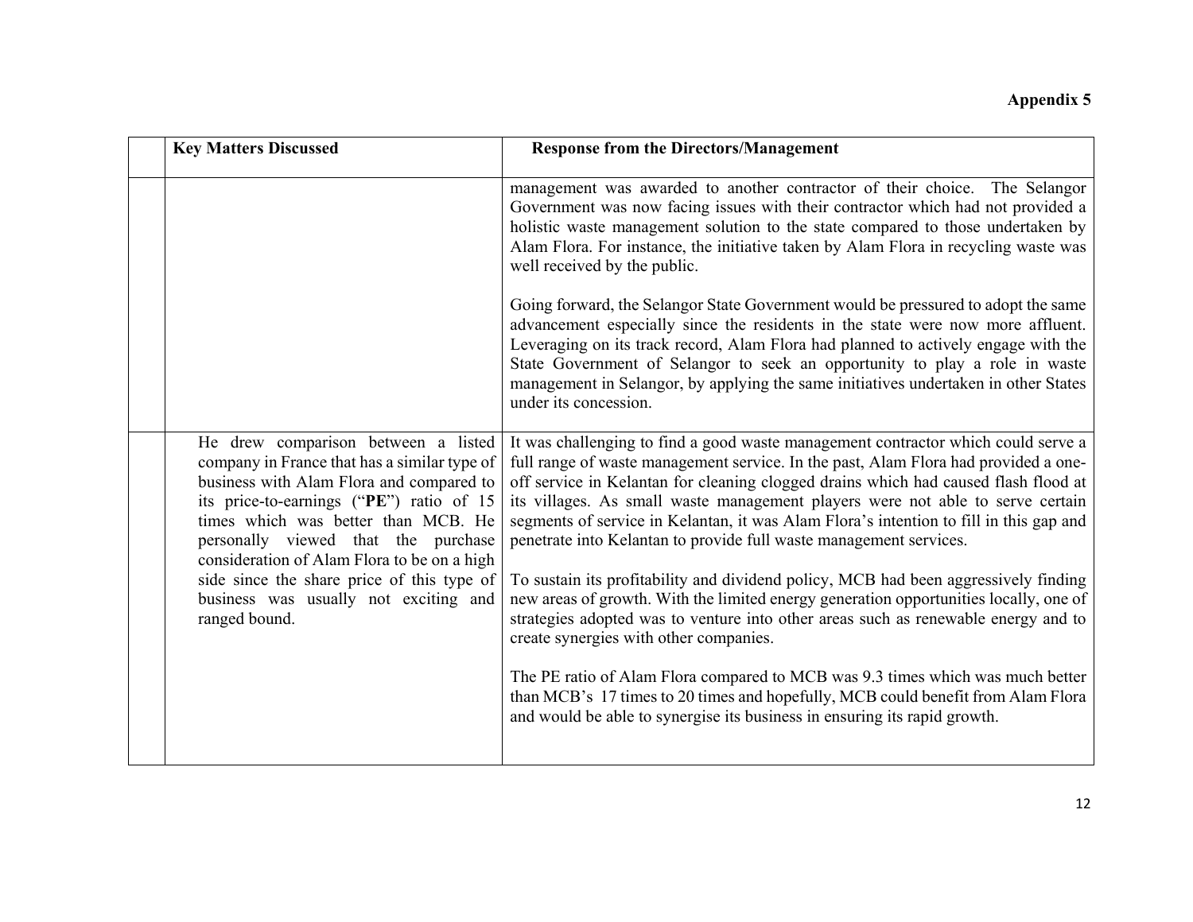**Appendix 5**

| | Key Matters Discussed | Response from the Directors/Management |
|---|---|---|
| | | management was awarded to another contractor of their choice. The Selangor Government was now facing issues with their contractor which had not provided a holistic waste management solution to the state compared to those undertaken by Alam Flora. For instance, the initiative taken by Alam Flora in recycling waste was well received by the public.<br><br>Going forward, the Selangor State Government would be pressured to adopt the same advancement especially since the residents in the state were now more affluent. Leveraging on its track record, Alam Flora had planned to actively engage with the State Government of Selangor to seek an opportunity to play a role in waste management in Selangor, by applying the same initiatives undertaken in other States under its concession. |
| | He drew comparison between a listed company in France that has a similar type of business with Alam Flora and compared to its price-to-earnings ("**PE**") ratio of 15 times which was better than MCB. He personally viewed that the purchase consideration of Alam Flora to be on a high side since the share price of this type of business was usually not exciting and ranged bound. | It was challenging to find a good waste management contractor which could serve a full range of waste management service. In the past, Alam Flora had provided a one-off service in Kelantan for cleaning clogged drains which had caused flash flood at its villages. As small waste management players were not able to serve certain segments of service in Kelantan, it was Alam Flora's intention to fill in this gap and penetrate into Kelantan to provide full waste management services.<br><br>To sustain its profitability and dividend policy, MCB had been aggressively finding new areas of growth. With the limited energy generation opportunities locally, one of strategies adopted was to venture into other areas such as renewable energy and to create synergies with other companies.<br><br>The PE ratio of Alam Flora compared to MCB was 9.3 times which was much better than MCB's 17 times to 20 times and hopefully, MCB could benefit from Alam Flora and would be able to synergise its business in ensuring its rapid growth. |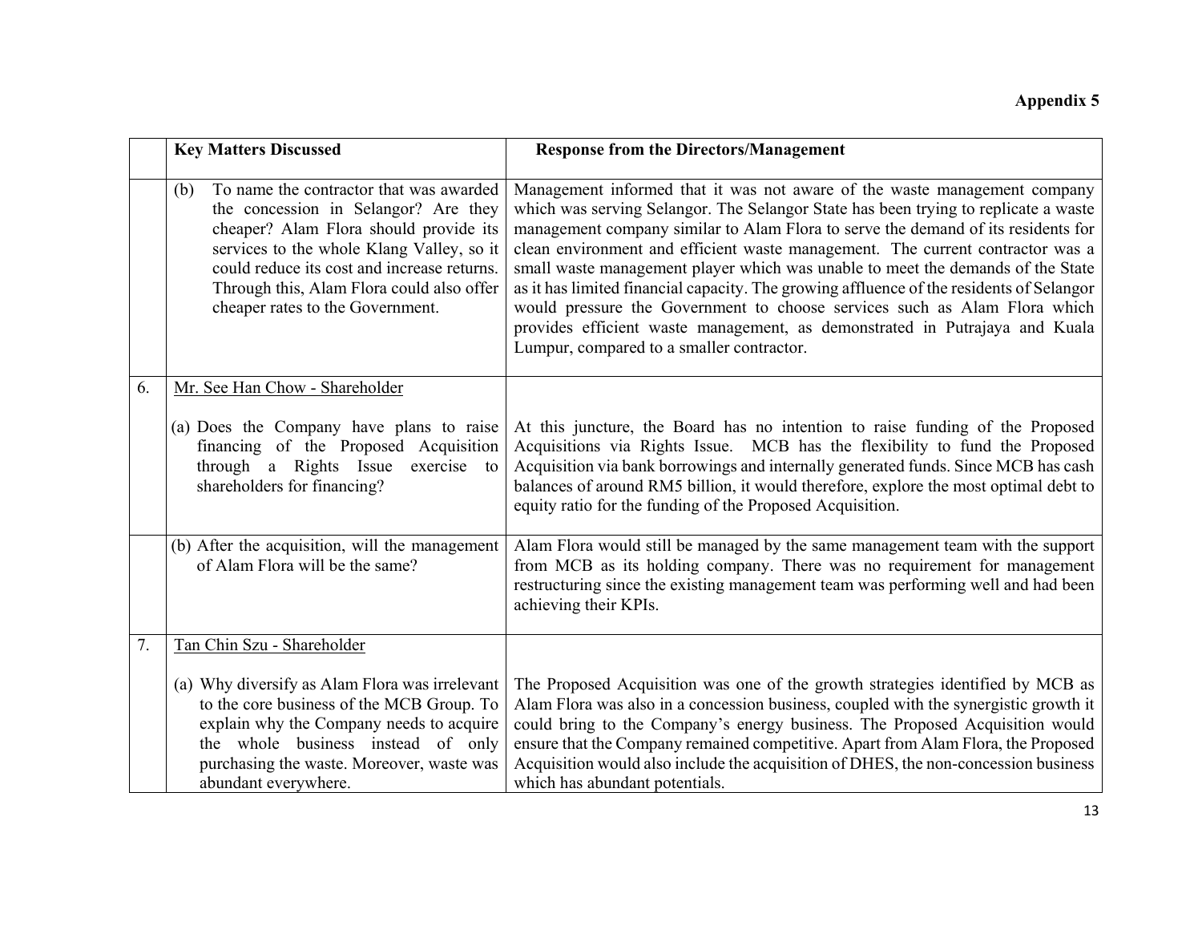**Appendix 5**

| | Key Matters Discussed | Response from the Directors/Management |
|---|---|---|
| | (b) To name the contractor that was awarded the concession in Selangor? Are they cheaper? Alam Flora should provide its services to the whole Klang Valley, so it could reduce its cost and increase returns. Through this, Alam Flora could also offer cheaper rates to the Government. | Management informed that it was not aware of the waste management company which was serving Selangor. The Selangor State has been trying to replicate a waste management company similar to Alam Flora to serve the demand of its residents for clean environment and efficient waste management. The current contractor was a small waste management player which was unable to meet the demands of the State as it has limited financial capacity. The growing affluence of the residents of Selangor would pressure the Government to choose services such as Alam Flora which provides efficient waste management, as demonstrated in Putrajaya and Kuala Lumpur, compared to a smaller contractor. |
| 6. | Mr. See Han Chow - Shareholder | |
| | (a) Does the Company have plans to raise financing of the Proposed Acquisition through a Rights Issue exercise to shareholders for financing? | At this juncture, the Board has no intention to raise funding of the Proposed Acquisitions via Rights Issue. MCB has the flexibility to fund the Proposed Acquisition via bank borrowings and internally generated funds. Since MCB has cash balances of around RM5 billion, it would therefore, explore the most optimal debt to equity ratio for the funding of the Proposed Acquisition. |
| | (b) After the acquisition, will the management of Alam Flora will be the same? | Alam Flora would still be managed by the same management team with the support from MCB as its holding company. There was no requirement for management restructuring since the existing management team was performing well and had been achieving their KPIs. |
| 7. | Tan Chin Szu - Shareholder | |
| | (a) Why diversify as Alam Flora was irrelevant to the core business of the MCB Group. To explain why the Company needs to acquire the whole business instead of only purchasing the waste. Moreover, waste was abundant everywhere. | The Proposed Acquisition was one of the growth strategies identified by MCB as Alam Flora was also in a concession business, coupled with the synergistic growth it could bring to the Company's energy business. The Proposed Acquisition would ensure that the Company remained competitive. Apart from Alam Flora, the Proposed Acquisition would also include the acquisition of DHES, the non-concession business which has abundant potentials. |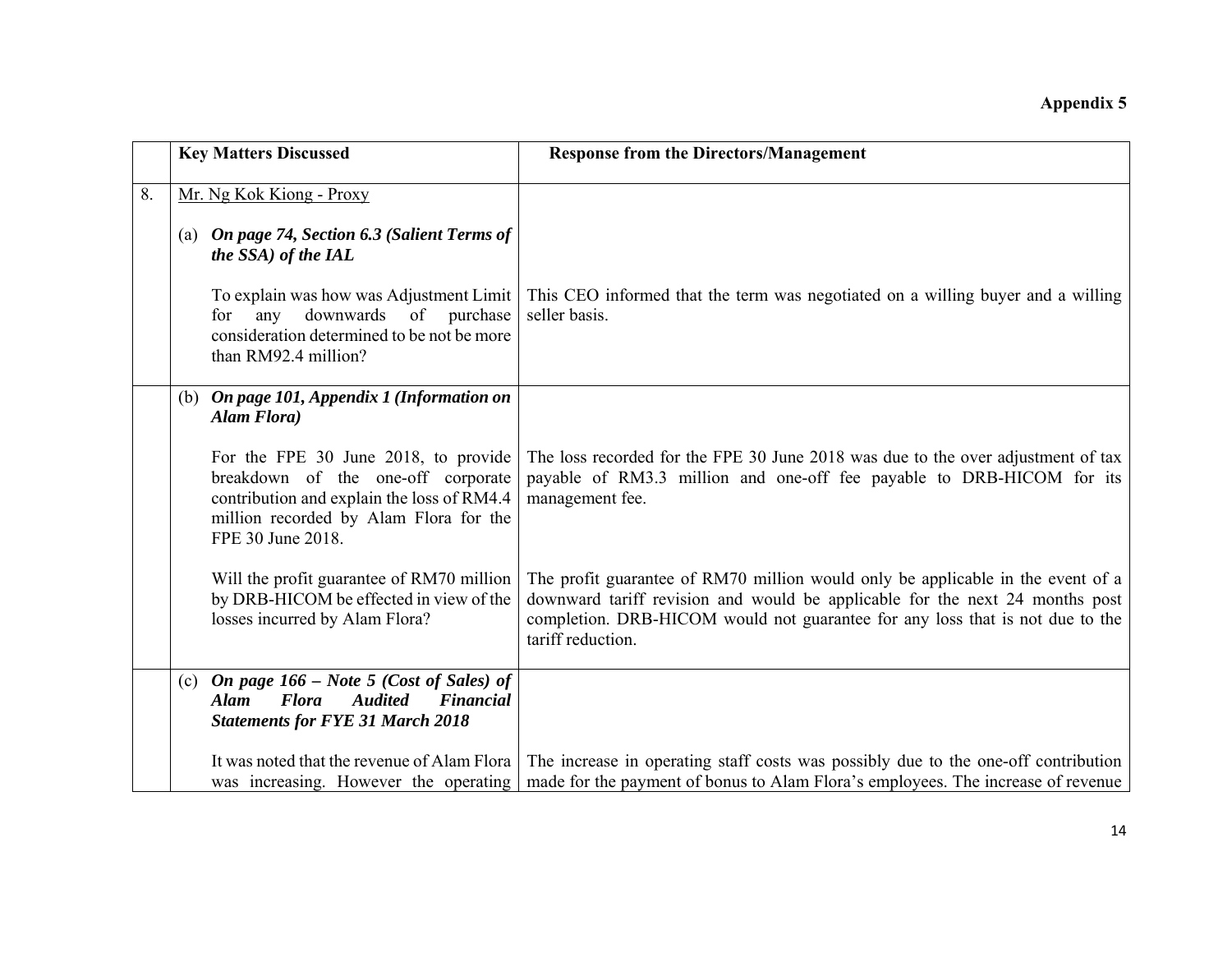**Appendix 5**

| | Key Matters Discussed | Response from the Directors/Management |
|---|---|---|
| 8. | Mr. Ng Kok Kiong - Proxy | |
| | (a) ***On page 74, Section 6.3 (Salient Terms of the SSA) of the IAL*** | |
| | To explain was how was Adjustment Limit for any downwards of purchase consideration determined to be not be more than RM92.4 million? | This CEO informed that the term was negotiated on a willing buyer and a willing seller basis. |
| | (b) ***On page 101, Appendix 1 (Information on Alam Flora)*** | |
| | For the FPE 30 June 2018, to provide breakdown of the one-off corporate contribution and explain the loss of RM4.4 million recorded by Alam Flora for the FPE 30 June 2018. | The loss recorded for the FPE 30 June 2018 was due to the over adjustment of tax payable of RM3.3 million and one-off fee payable to DRB-HICOM for its management fee. |
| | Will the profit guarantee of RM70 million by DRB-HICOM be effected in view of the losses incurred by Alam Flora? | The profit guarantee of RM70 million would only be applicable in the event of a downward tariff revision and would be applicable for the next 24 months post completion. DRB-HICOM would not guarantee for any loss that is not due to the tariff reduction. |
| | (c) ***On page 166 – Note 5 (Cost of Sales) of Alam Flora Audited Financial Statements for FYE 31 March 2018*** | |
| | It was noted that the revenue of Alam Flora was increasing. However the operating | The increase in operating staff costs was possibly due to the one-off contribution made for the payment of bonus to Alam Flora's employees. The increase of revenue |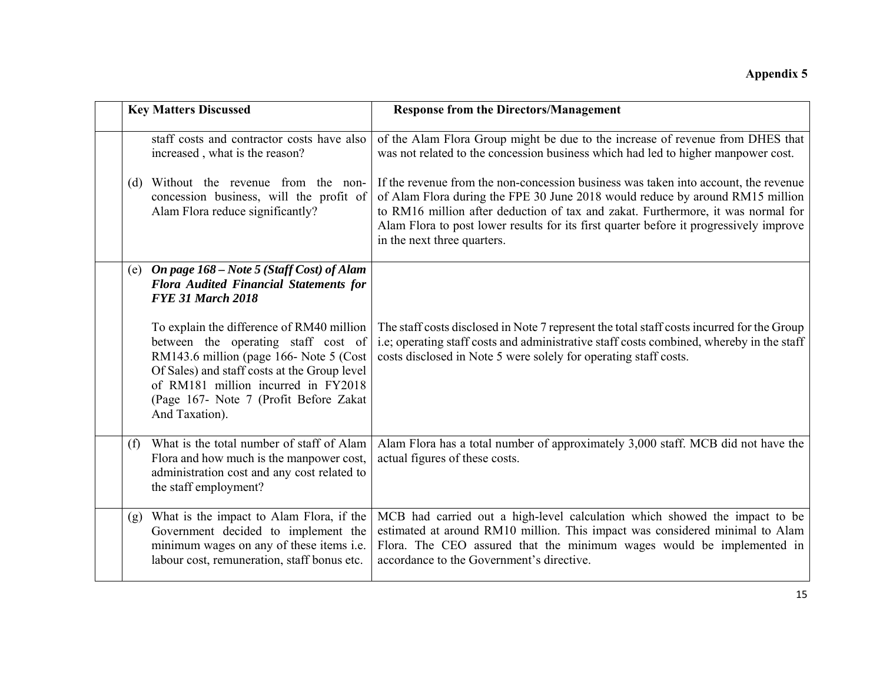**Appendix 5**

| | Key Matters Discussed | Response from the Directors/Management |
|---|---|---|
| | staff costs and contractor costs have also increased , what is the reason?<br><br>(d) Without the revenue from the non-concession business, will the profit of Alam Flora reduce significantly? | of the Alam Flora Group might be due to the increase of revenue from DHES that was not related to the concession business which had led to higher manpower cost.<br><br>If the revenue from the non-concession business was taken into account, the revenue of Alam Flora during the FPE 30 June 2018 would reduce by around RM15 million to RM16 million after deduction of tax and zakat. Furthermore, it was normal for Alam Flora to post lower results for its first quarter before it progressively improve in the next three quarters. |
| | (e) ***On page 168 – Note 5 (Staff Cost) of Alam Flora Audited Financial Statements for FYE 31 March 2018***<br><br>To explain the difference of RM40 million between the operating staff cost of RM143.6 million (page 166- Note 5 (Cost Of Sales) and staff costs at the Group level of RM181 million incurred in FY2018 (Page 167- Note 7 (Profit Before Zakat And Taxation). | <br><br><br><br>The staff costs disclosed in Note 7 represent the total staff costs incurred for the Group i.e; operating staff costs and administrative staff costs combined, whereby in the staff costs disclosed in Note 5 were solely for operating staff costs. |
| | (f) What is the total number of staff of Alam Flora and how much is the manpower cost, administration cost and any cost related to the staff employment? | Alam Flora has a total number of approximately 3,000 staff. MCB did not have the actual figures of these costs. |
| | (g) What is the impact to Alam Flora, if the Government decided to implement the minimum wages on any of these items i.e. labour cost, remuneration, staff bonus etc. | MCB had carried out a high-level calculation which showed the impact to be estimated at around RM10 million. This impact was considered minimal to Alam Flora. The CEO assured that the minimum wages would be implemented in accordance to the Government's directive. |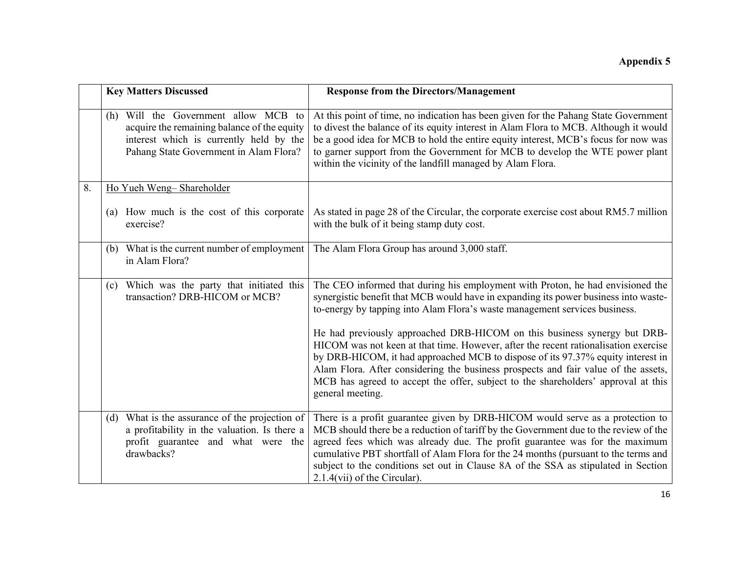**Appendix 5**

| | Key Matters Discussed | Response from the Directors/Management |
|---|---|---|
| | (h) Will the Government allow MCB to acquire the remaining balance of the equity interest which is currently held by the Pahang State Government in Alam Flora? | At this point of time, no indication has been given for the Pahang State Government to divest the balance of its equity interest in Alam Flora to MCB. Although it would be a good idea for MCB to hold the entire equity interest, MCB's focus for now was to garner support from the Government for MCB to develop the WTE power plant within the vicinity of the landfill managed by Alam Flora. |
| 8. | Ho Yueh Weng– Shareholder<br><br>(a) How much is the cost of this corporate exercise? | <br><br>As stated in page 28 of the Circular, the corporate exercise cost about RM5.7 million with the bulk of it being stamp duty cost. |
| | (b) What is the current number of employment in Alam Flora? | The Alam Flora Group has around 3,000 staff. |
| | (c) Which was the party that initiated this transaction? DRB-HICOM or MCB? | The CEO informed that during his employment with Proton, he had envisioned the synergistic benefit that MCB would have in expanding its power business into waste-to-energy by tapping into Alam Flora's waste management services business.<br><br>He had previously approached DRB-HICOM on this business synergy but DRB-HICOM was not keen at that time. However, after the recent rationalisation exercise by DRB-HICOM, it had approached MCB to dispose of its 97.37% equity interest in Alam Flora. After considering the business prospects and fair value of the assets, MCB has agreed to accept the offer, subject to the shareholders' approval at this general meeting. |
| | (d) What is the assurance of the projection of a profitability in the valuation. Is there a profit guarantee and what were the drawbacks? | There is a profit guarantee given by DRB-HICOM would serve as a protection to MCB should there be a reduction of tariff by the Government due to the review of the agreed fees which was already due. The profit guarantee was for the maximum cumulative PBT shortfall of Alam Flora for the 24 months (pursuant to the terms and subject to the conditions set out in Clause 8A of the SSA as stipulated in Section 2.1.4(vii) of the Circular). |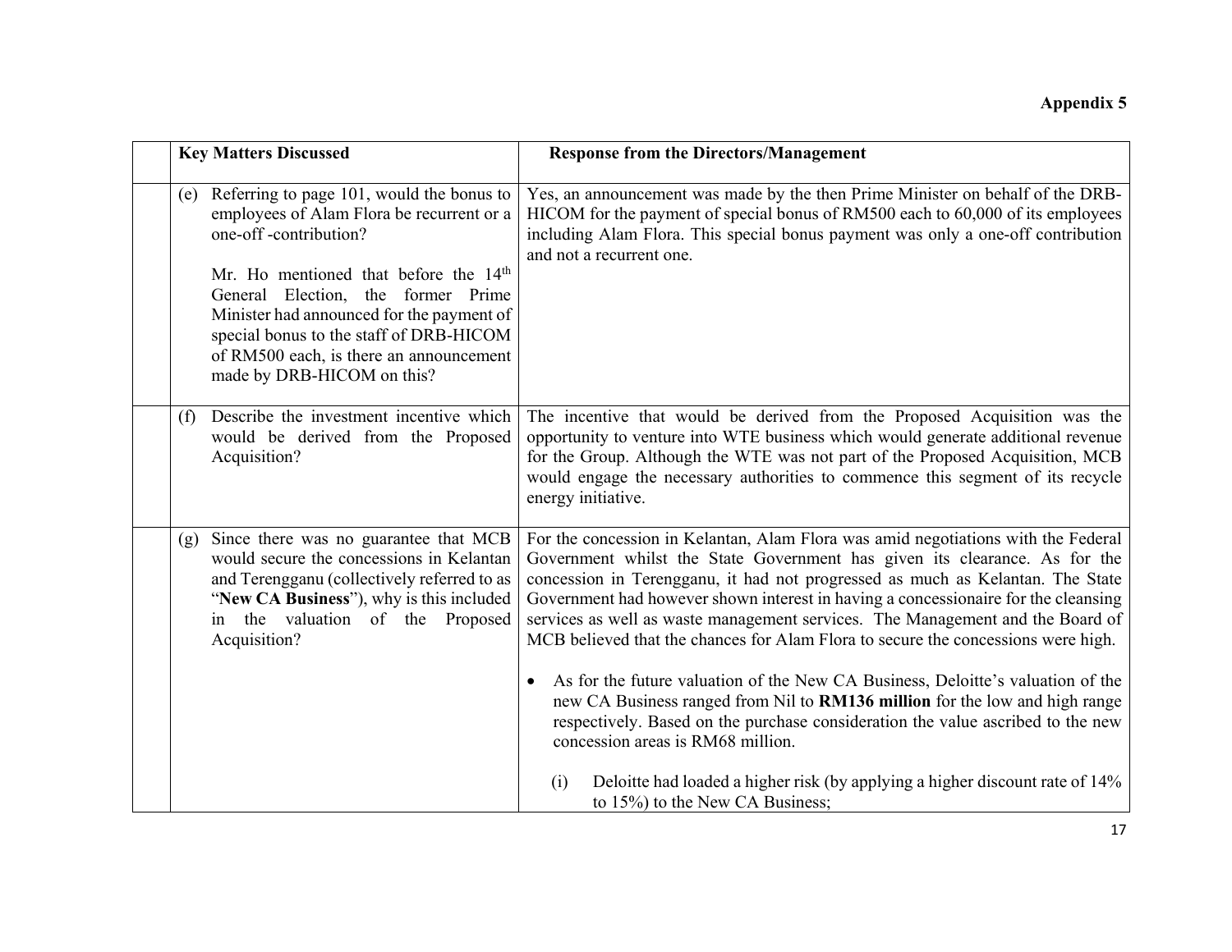**Appendix 5**

| | Key Matters Discussed | Response from the Directors/Management |
|---|---|---|
| | (e) Referring to page 101, would the bonus to employees of Alam Flora be recurrent or a one-off -contribution?<br><br>Mr. Ho mentioned that before the 14th General Election, the former Prime Minister had announced for the payment of special bonus to the staff of DRB-HICOM of RM500 each, is there an announcement made by DRB-HICOM on this? | Yes, an announcement was made by the then Prime Minister on behalf of the DRB-HICOM for the payment of special bonus of RM500 each to 60,000 of its employees including Alam Flora. This special bonus payment was only a one-off contribution and not a recurrent one. |
| | (f) Describe the investment incentive which would be derived from the Proposed Acquisition? | The incentive that would be derived from the Proposed Acquisition was the opportunity to venture into WTE business which would generate additional revenue for the Group. Although the WTE was not part of the Proposed Acquisition, MCB would engage the necessary authorities to commence this segment of its recycle energy initiative. |
| | (g) Since there was no guarantee that MCB would secure the concessions in Kelantan and Terengganu (collectively referred to as "**New CA Business**"), why is this included in the valuation of the Proposed Acquisition? | For the concession in Kelantan, Alam Flora was amid negotiations with the Federal Government whilst the State Government has given its clearance. As for the concession in Terengganu, it had not progressed as much as Kelantan. The State Government had however shown interest in having a concessionaire for the cleansing services as well as waste management services. The Management and the Board of MCB believed that the chances for Alam Flora to secure the concessions were high.<br><br>• As for the future valuation of the New CA Business, Deloitte's valuation of the new CA Business ranged from Nil to **RM136 million** for the low and high range respectively. Based on the purchase consideration the value ascribed to the new concession areas is RM68 million.<br><br>(i) Deloitte had loaded a higher risk (by applying a higher discount rate of 14% to 15%) to the New CA Business; |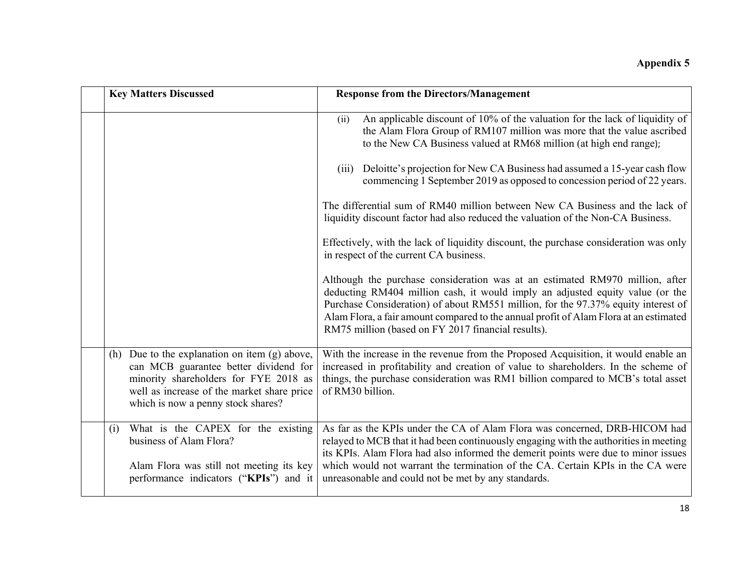**Appendix 5**

| | Key Matters Discussed | Response from the Directors/Management |
|---|---|---|
| | | (ii) An applicable discount of 10% of the valuation for the lack of liquidity of the Alam Flora Group of RM107 million was more that the value ascribed to the New CA Business valued at RM68 million (at high end range);<br><br>(iii) Deloitte's projection for New CA Business had assumed a 15-year cash flow commencing 1 September 2019 as opposed to concession period of 22 years.<br><br>The differential sum of RM40 million between New CA Business and the lack of liquidity discount factor had also reduced the valuation of the Non-CA Business.<br><br>Effectively, with the lack of liquidity discount, the purchase consideration was only in respect of the current CA business.<br><br>Although the purchase consideration was at an estimated RM970 million, after deducting RM404 million cash, it would imply an adjusted equity value (or the Purchase Consideration) of about RM551 million, for the 97.37% equity interest of Alam Flora, a fair amount compared to the annual profit of Alam Flora at an estimated RM75 million (based on FY 2017 financial results). |
| | (h) Due to the explanation on item (g) above, can MCB guarantee better dividend for minority shareholders for FYE 2018 as well as increase of the market share price which is now a penny stock shares? | With the increase in the revenue from the Proposed Acquisition, it would enable an increased in profitability and creation of value to shareholders. In the scheme of things, the purchase consideration was RM1 billion compared to MCB's total asset of RM30 billion. |
| | (i) What is the CAPEX for the existing business of Alam Flora?<br><br>Alam Flora was still not meeting its key performance indicators ("**KPIs**") and it | As far as the KPIs under the CA of Alam Flora was concerned, DRB-HICOM had relayed to MCB that it had been continuously engaging with the authorities in meeting its KPIs. Alam Flora had also informed the demerit points were due to minor issues which would not warrant the termination of the CA. Certain KPIs in the CA were unreasonable and could not be met by any standards. |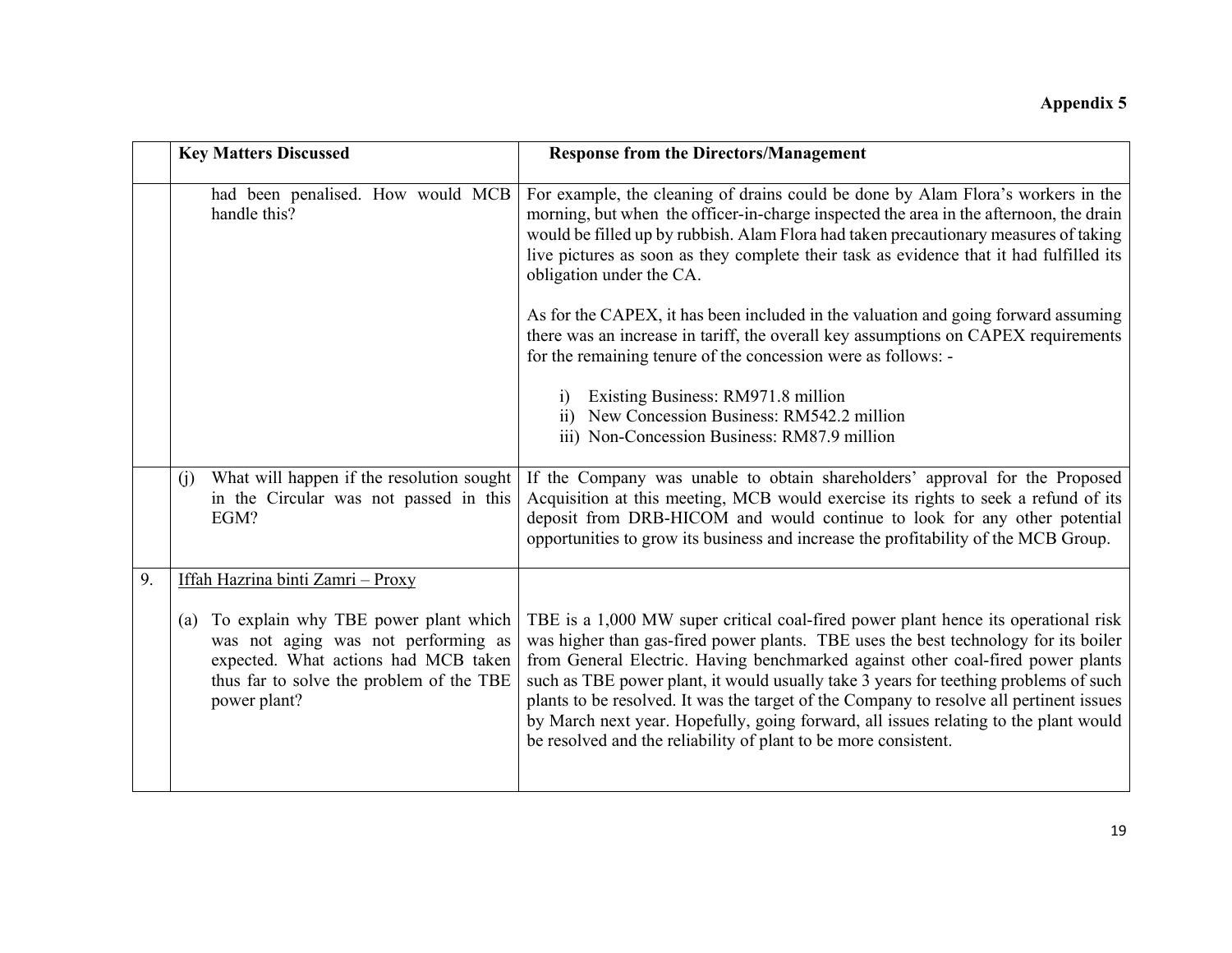**Appendix 5**

| | Key Matters Discussed | Response from the Directors/Management |
|---|---|---|
| | had been penalised. How would MCB handle this? | For example, the cleaning of drains could be done by Alam Flora's workers in the morning, but when the officer-in-charge inspected the area in the afternoon, the drain would be filled up by rubbish. Alam Flora had taken precautionary measures of taking live pictures as soon as they complete their task as evidence that it had fulfilled its obligation under the CA.<br><br>As for the CAPEX, it has been included in the valuation and going forward assuming there was an increase in tariff, the overall key assumptions on CAPEX requirements for the remaining tenure of the concession were as follows: -<br><br>i) Existing Business: RM971.8 million<br>ii) New Concession Business: RM542.2 million<br>iii) Non-Concession Business: RM87.9 million |
| | (j) What will happen if the resolution sought in the Circular was not passed in this EGM? | If the Company was unable to obtain shareholders' approval for the Proposed Acquisition at this meeting, MCB would exercise its rights to seek a refund of its deposit from DRB-HICOM and would continue to look for any other potential opportunities to grow its business and increase the profitability of the MCB Group. |
| 9. | Iffah Hazrina binti Zamri – Proxy<br><br>(a) To explain why TBE power plant which was not aging was not performing as expected. What actions had MCB taken thus far to solve the problem of the TBE power plant? | <br><br>TBE is a 1,000 MW super critical coal-fired power plant hence its operational risk was higher than gas-fired power plants. TBE uses the best technology for its boiler from General Electric. Having benchmarked against other coal-fired power plants such as TBE power plant, it would usually take 3 years for teething problems of such plants to be resolved. It was the target of the Company to resolve all pertinent issues by March next year. Hopefully, going forward, all issues relating to the plant would be resolved and the reliability of plant to be more consistent. |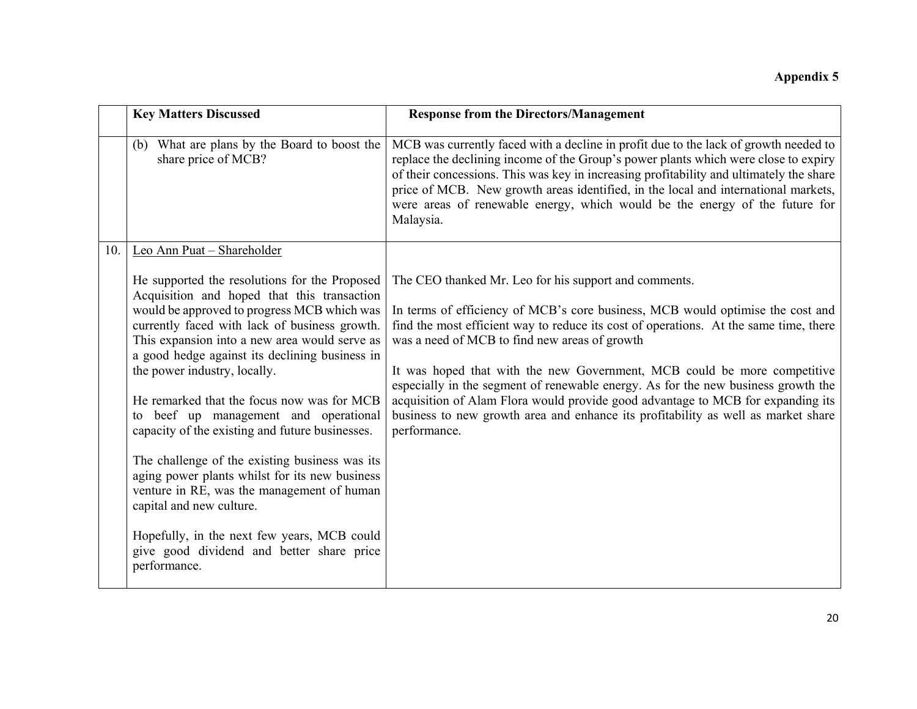**Appendix 5**

| | Key Matters Discussed | Response from the Directors/Management |
|---|---|---|
| | (b) What are plans by the Board to boost the share price of MCB? | MCB was currently faced with a decline in profit due to the lack of growth needed to replace the declining income of the Group's power plants which were close to expiry of their concessions. This was key in increasing profitability and ultimately the share price of MCB. New growth areas identified, in the local and international markets, were areas of renewable energy, which would be the energy of the future for Malaysia. |
| 10. | <u>Leo Ann Puat – Shareholder</u><br><br>He supported the resolutions for the Proposed Acquisition and hoped that this transaction would be approved to progress MCB which was currently faced with lack of business growth. This expansion into a new area would serve as a good hedge against its declining business in the power industry, locally.<br><br>He remarked that the focus now was for MCB to beef up management and operational capacity of the existing and future businesses.<br><br>The challenge of the existing business was its aging power plants whilst for its new business venture in RE, was the management of human capital and new culture.<br><br>Hopefully, in the next few years, MCB could give good dividend and better share price performance. | The CEO thanked Mr. Leo for his support and comments.<br><br>In terms of efficiency of MCB's core business, MCB would optimise the cost and find the most efficient way to reduce its cost of operations. At the same time, there was a need of MCB to find new areas of growth<br><br>It was hoped that with the new Government, MCB could be more competitive especially in the segment of renewable energy. As for the new business growth the acquisition of Alam Flora would provide good advantage to MCB for expanding its business to new growth area and enhance its profitability as well as market share performance. |